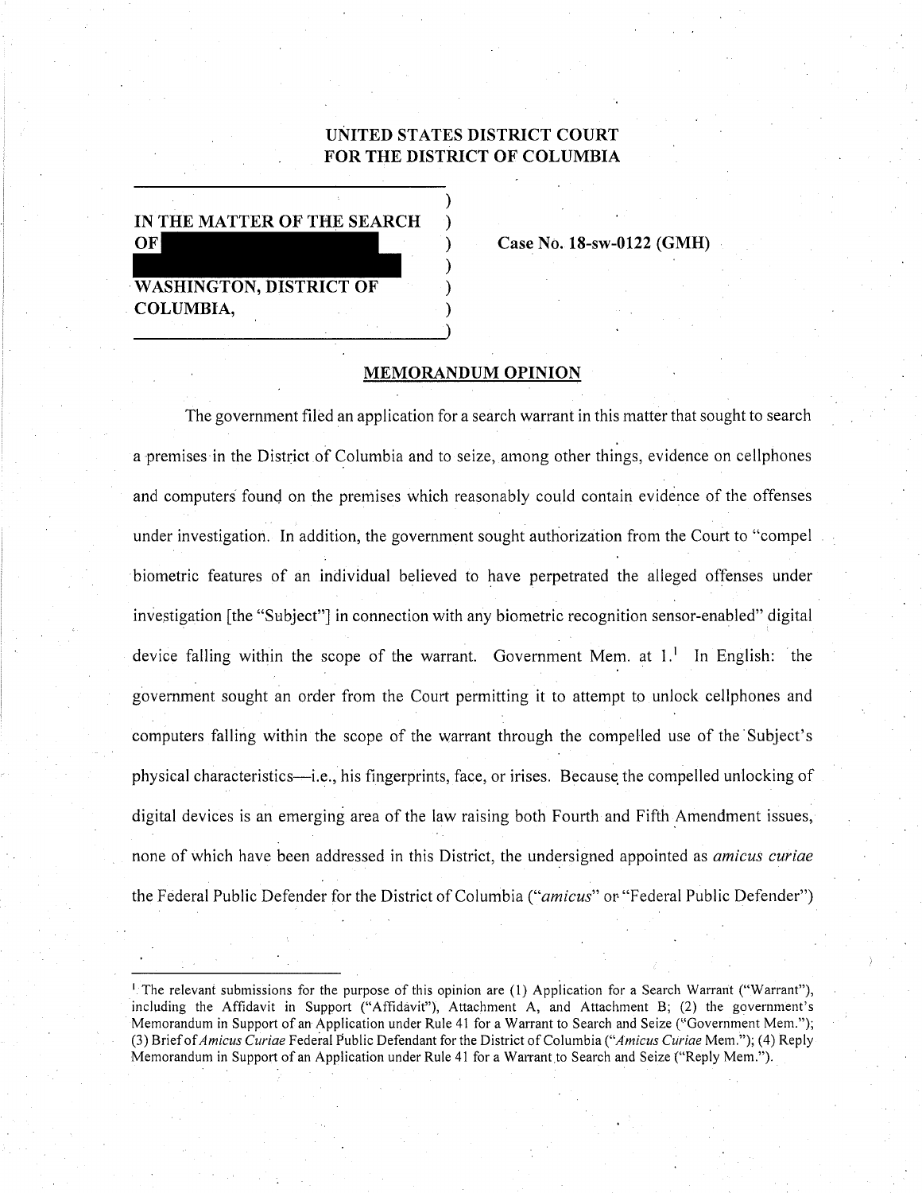**UNITED STATES DISTRICT COURT**
**FOR THE DISTRICT OF COLUMBIA**

| | | |
|---|---|---|
| **IN THE MATTER OF THE SEARCH OF [REDACTED] WASHINGTON, DISTRICT OF COLUMBIA,** | ) | **Case No. 18-sw-0122 (GMH)** |

## MEMORANDUM OPINION

The government filed an application for a search warrant in this matter that sought to search a premises in the District of Columbia and to seize, among other things, evidence on cellphones and computers found on the premises which reasonably could contain evidence of the offenses under investigation. In addition, the government sought authorization from the Court to "compel biometric features of an individual believed to have perpetrated the alleged offenses under investigation [the "Subject"] in connection with any biometric recognition sensor-enabled" digital device falling within the scope of the warrant. Government Mem. at 1.[1] In English: the government sought an order from the Court permitting it to attempt to unlock cellphones and computers falling within the scope of the warrant through the compelled use of the Subject's physical characteristics—i.e., his fingerprints, face, or irises. Because the compelled unlocking of digital devices is an emerging area of the law raising both Fourth and Fifth Amendment issues, none of which have been addressed in this District, the undersigned appointed as *amicus curiae* the Federal Public Defender for the District of Columbia ("*amicus*" or "Federal Public Defender")

---

[1] The relevant submissions for the purpose of this opinion are (1) Application for a Search Warrant ("Warrant"), including the Affidavit in Support ("Affidavit"), Attachment A, and Attachment B; (2) the government's Memorandum in Support of an Application under Rule 41 for a Warrant to Search and Seize ("Government Mem."); (3) Brief of *Amicus Curiae* Federal Public Defendant for the District of Columbia ("*Amicus Curiae* Mem."); (4) Reply Memorandum in Support of an Application under Rule 41 for a Warrant to Search and Seize ("Reply Mem.").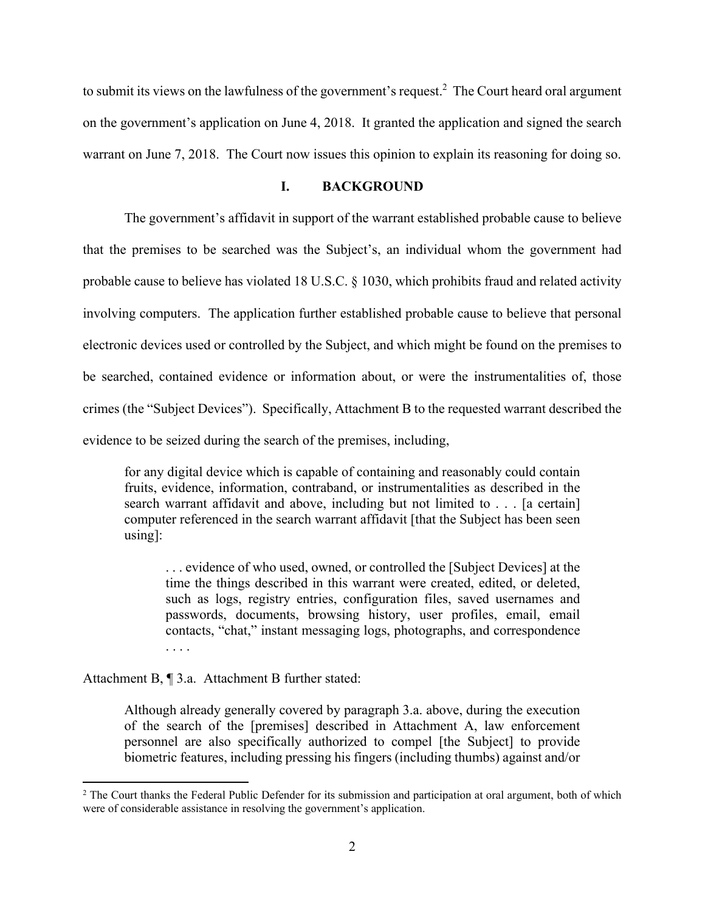to submit its views on the lawfulness of the government's request.[2] The Court heard oral argument on the government's application on June 4, 2018. It granted the application and signed the search warrant on June 7, 2018. The Court now issues this opinion to explain its reasoning for doing so.

## I. BACKGROUND

The government's affidavit in support of the warrant established probable cause to believe that the premises to be searched was the Subject's, an individual whom the government had probable cause to believe has violated 18 U.S.C. § 1030, which prohibits fraud and related activity involving computers. The application further established probable cause to believe that personal electronic devices used or controlled by the Subject, and which might be found on the premises to be searched, contained evidence or information about, or were the instrumentalities of, those crimes (the "Subject Devices"). Specifically, Attachment B to the requested warrant described the evidence to be seized during the search of the premises, including,

> for any digital device which is capable of containing and reasonably could contain fruits, evidence, information, contraband, or instrumentalities as described in the search warrant affidavit and above, including but not limited to . . . [a certain] computer referenced in the search warrant affidavit [that the Subject has been seen using]:
>
> > . . . evidence of who used, owned, or controlled the [Subject Devices] at the time the things described in this warrant were created, edited, or deleted, such as logs, registry entries, configuration files, saved usernames and passwords, documents, browsing history, user profiles, email, email contacts, "chat," instant messaging logs, photographs, and correspondence . . . .

Attachment B, ¶ 3.a. Attachment B further stated:

> Although already generally covered by paragraph 3.a. above, during the execution of the search of the [premises] described in Attachment A, law enforcement personnel are also specifically authorized to compel [the Subject] to provide biometric features, including pressing his fingers (including thumbs) against and/or

---

[2] The Court thanks the Federal Public Defender for its submission and participation at oral argument, both of which were of considerable assistance in resolving the government's application.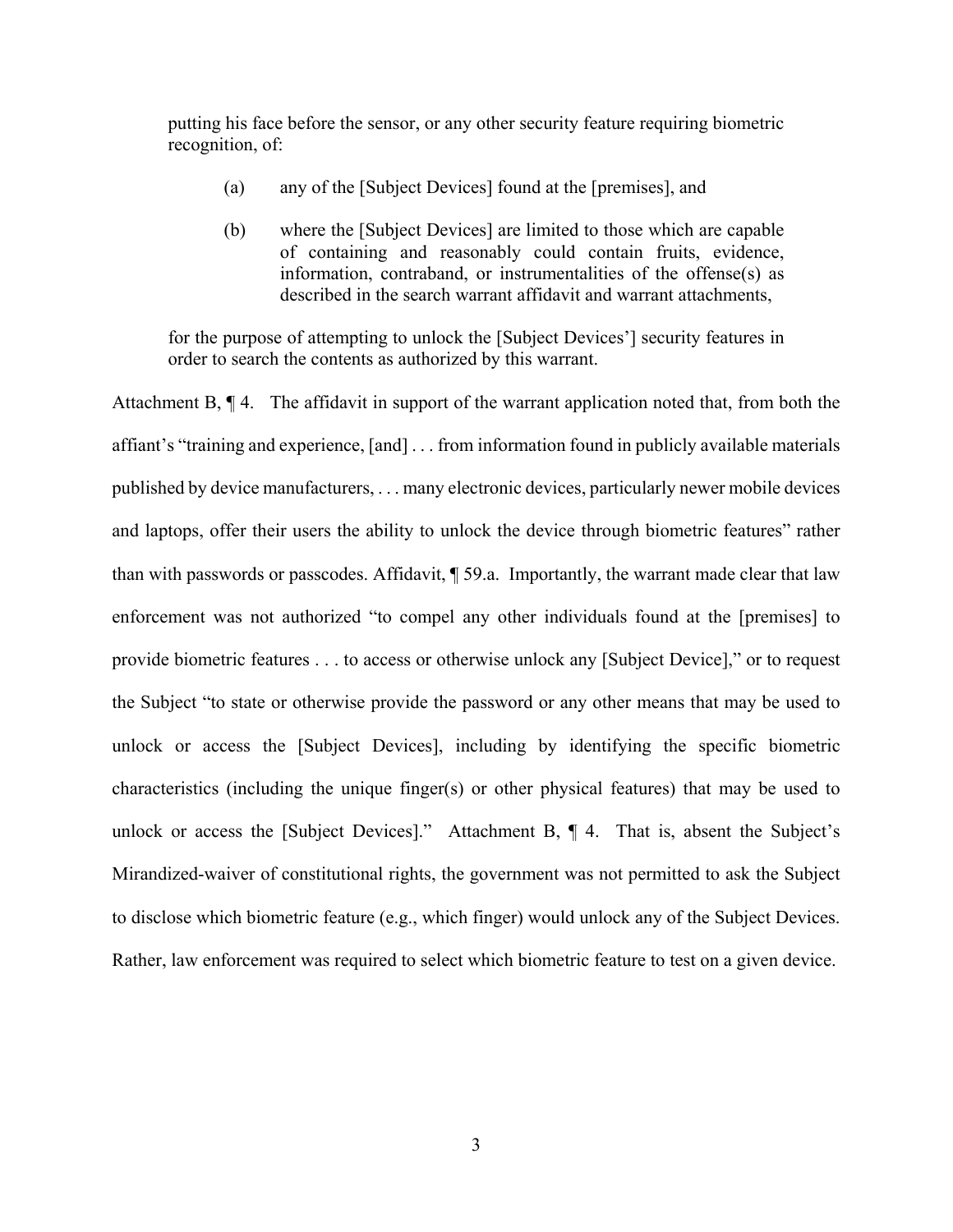> putting his face before the sensor, or any other security feature requiring biometric recognition, of:
>
> (a) any of the [Subject Devices] found at the [premises], and
>
> (b) where the [Subject Devices] are limited to those which are capable of containing and reasonably could contain fruits, evidence, information, contraband, or instrumentalities of the offense(s) as described in the search warrant affidavit and warrant attachments,
>
> for the purpose of attempting to unlock the [Subject Devices'] security features in order to search the contents as authorized by this warrant.

Attachment B, ¶ 4. The affidavit in support of the warrant application noted that, from both the affiant's "training and experience, [and] . . . from information found in publicly available materials published by device manufacturers, . . . many electronic devices, particularly newer mobile devices and laptops, offer their users the ability to unlock the device through biometric features" rather than with passwords or passcodes. Affidavit, ¶ 59.a. Importantly, the warrant made clear that law enforcement was not authorized "to compel any other individuals found at the [premises] to provide biometric features . . . to access or otherwise unlock any [Subject Device]," or to request the Subject "to state or otherwise provide the password or any other means that may be used to unlock or access the [Subject Devices], including by identifying the specific biometric characteristics (including the unique finger(s) or other physical features) that may be used to unlock or access the [Subject Devices]." Attachment B, ¶ 4. That is, absent the Subject's Mirandized-waiver of constitutional rights, the government was not permitted to ask the Subject to disclose which biometric feature (e.g., which finger) would unlock any of the Subject Devices. Rather, law enforcement was required to select which biometric feature to test on a given device.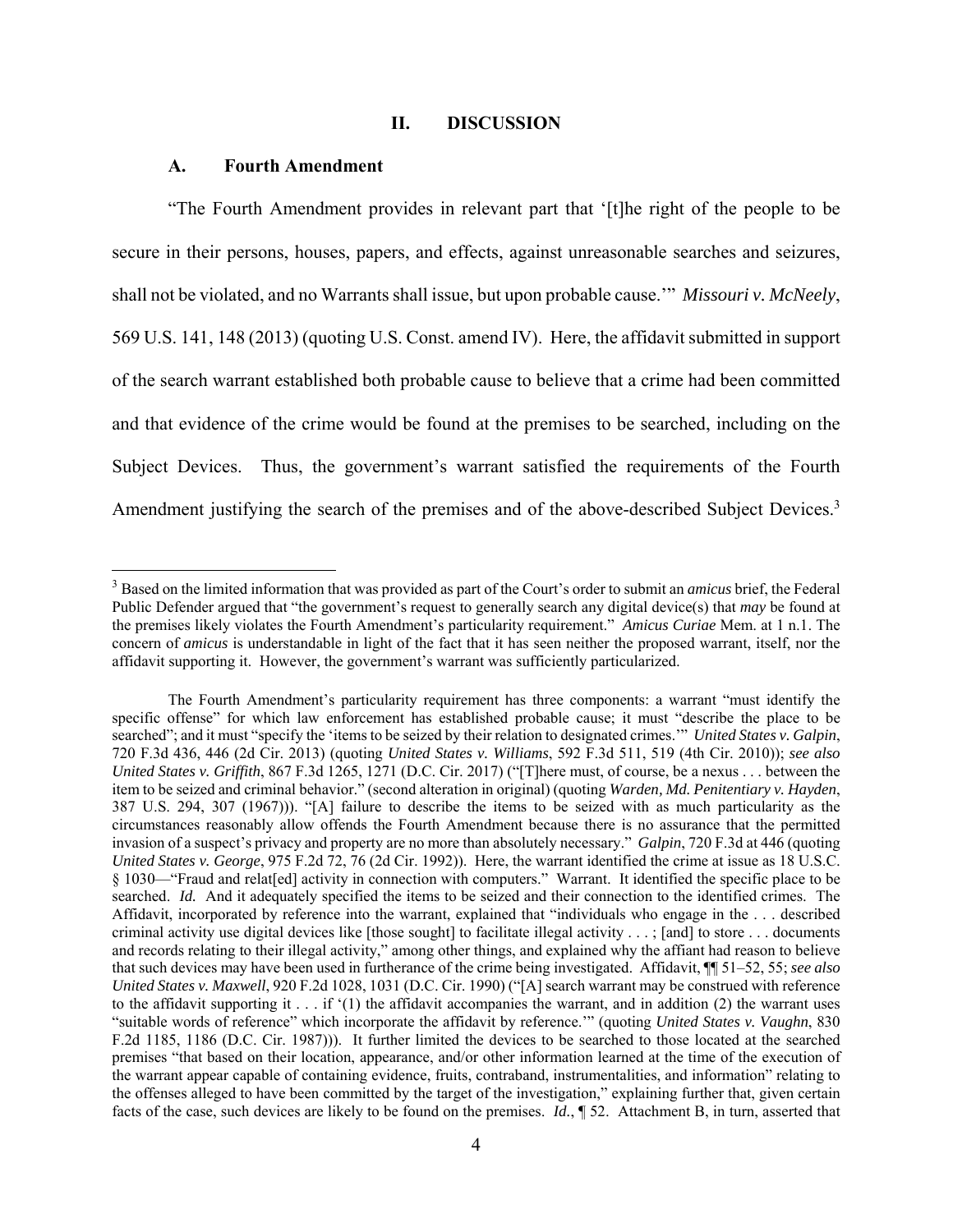## II. DISCUSSION

### A. Fourth Amendment

"The Fourth Amendment provides in relevant part that '[t]he right of the people to be secure in their persons, houses, papers, and effects, against unreasonable searches and seizures, shall not be violated, and no Warrants shall issue, but upon probable cause.'" *Missouri v. McNeely*, 569 U.S. 141, 148 (2013) (quoting U.S. Const. amend IV). Here, the affidavit submitted in support of the search warrant established both probable cause to believe that a crime had been committed and that evidence of the crime would be found at the premises to be searched, including on the Subject Devices. Thus, the government's warrant satisfied the requirements of the Fourth Amendment justifying the search of the premises and of the above-described Subject Devices.[3]

[3] Based on the limited information that was provided as part of the Court's order to submit an *amicus* brief, the Federal Public Defender argued that "the government's request to generally search any digital device(s) that *may* be found at the premises likely violates the Fourth Amendment's particularity requirement." *Amicus Curiae* Mem. at 1 n.1. The concern of *amicus* is understandable in light of the fact that it has seen neither the proposed warrant, itself, nor the affidavit supporting it. However, the government's warrant was sufficiently particularized.

The Fourth Amendment's particularity requirement has three components: a warrant "must identify the specific offense" for which law enforcement has established probable cause; it must "describe the place to be searched"; and it must "specify the 'items to be seized by their relation to designated crimes.'" *United States v. Galpin*, 720 F.3d 436, 446 (2d Cir. 2013) (quoting *United States v. Williams*, 592 F.3d 511, 519 (4th Cir. 2010)); *see also United States v. Griffith*, 867 F.3d 1265, 1271 (D.C. Cir. 2017) ("[T]here must, of course, be a nexus . . . between the item to be seized and criminal behavior." (second alteration in original) (quoting *Warden, Md. Penitentiary v. Hayden*, 387 U.S. 294, 307 (1967))). "[A] failure to describe the items to be seized with as much particularity as the circumstances reasonably allow offends the Fourth Amendment because there is no assurance that the permitted invasion of a suspect's privacy and property are no more than absolutely necessary." *Galpin*, 720 F.3d at 446 (quoting *United States v. George*, 975 F.2d 72, 76 (2d Cir. 1992)). Here, the warrant identified the crime at issue as 18 U.S.C. § 1030—"Fraud and relat[ed] activity in connection with computers." Warrant. It identified the specific place to be searched. *Id.* And it adequately specified the items to be seized and their connection to the identified crimes. The Affidavit, incorporated by reference into the warrant, explained that "individuals who engage in the . . . described criminal activity use digital devices like [those sought] to facilitate illegal activity . . . ; [and] to store . . . documents and records relating to their illegal activity," among other things, and explained why the affiant had reason to believe that such devices may have been used in furtherance of the crime being investigated. Affidavit, ¶¶ 51–52, 55; *see also United States v. Maxwell*, 920 F.2d 1028, 1031 (D.C. Cir. 1990) ("[A] search warrant may be construed with reference to the affidavit supporting it . . . if '(1) the affidavit accompanies the warrant, and in addition (2) the warrant uses "suitable words of reference" which incorporate the affidavit by reference.'" (quoting *United States v. Vaughn*, 830 F.2d 1185, 1186 (D.C. Cir. 1987))). It further limited the devices to be searched to those located at the searched premises "that based on their location, appearance, and/or other information learned at the time of the execution of the warrant appear capable of containing evidence, fruits, contraband, instrumentalities, and information" relating to the offenses alleged to have been committed by the target of the investigation," explaining further that, given certain facts of the case, such devices are likely to be found on the premises. *Id.*, ¶ 52. Attachment B, in turn, asserted that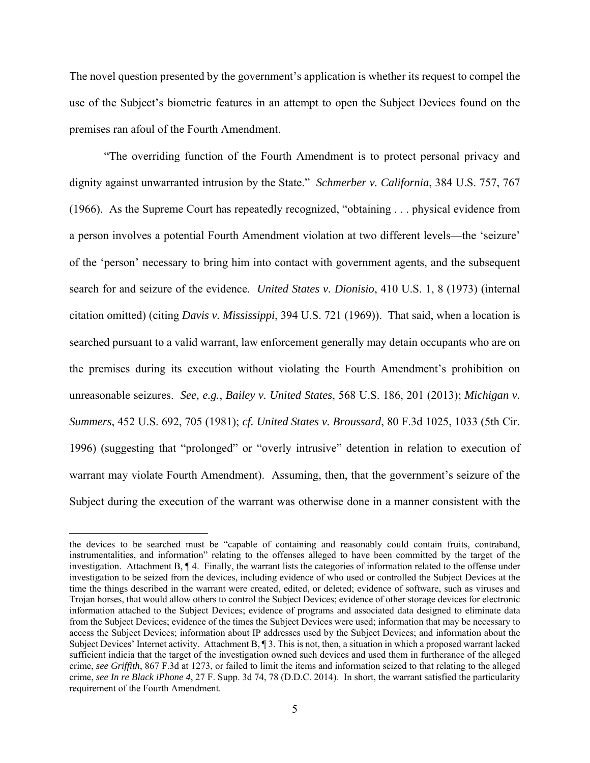The novel question presented by the government's application is whether its request to compel the use of the Subject's biometric features in an attempt to open the Subject Devices found on the premises ran afoul of the Fourth Amendment.

"The overriding function of the Fourth Amendment is to protect personal privacy and dignity against unwarranted intrusion by the State." *Schmerber v. California*, 384 U.S. 757, 767 (1966). As the Supreme Court has repeatedly recognized, "obtaining . . . physical evidence from a person involves a potential Fourth Amendment violation at two different levels—the 'seizure' of the 'person' necessary to bring him into contact with government agents, and the subsequent search for and seizure of the evidence. *United States v. Dionisio*, 410 U.S. 1, 8 (1973) (internal citation omitted) (citing *Davis v. Mississippi*, 394 U.S. 721 (1969)). That said, when a location is searched pursuant to a valid warrant, law enforcement generally may detain occupants who are on the premises during its execution without violating the Fourth Amendment's prohibition on unreasonable seizures. *See, e.g.*, *Bailey v. United States*, 568 U.S. 186, 201 (2013); *Michigan v. Summers*, 452 U.S. 692, 705 (1981); *cf. United States v. Broussard*, 80 F.3d 1025, 1033 (5th Cir. 1996) (suggesting that "prolonged" or "overly intrusive" detention in relation to execution of warrant may violate Fourth Amendment). Assuming, then, that the government's seizure of the Subject during the execution of the warrant was otherwise done in a manner consistent with the

---

the devices to be searched must be "capable of containing and reasonably could contain fruits, contraband, instrumentalities, and information" relating to the offenses alleged to have been committed by the target of the investigation. Attachment B, ¶ 4. Finally, the warrant lists the categories of information related to the offense under investigation to be seized from the devices, including evidence of who used or controlled the Subject Devices at the time the things described in the warrant were created, edited, or deleted; evidence of software, such as viruses and Trojan horses, that would allow others to control the Subject Devices; evidence of other storage devices for electronic information attached to the Subject Devices; evidence of programs and associated data designed to eliminate data from the Subject Devices; evidence of the times the Subject Devices were used; information that may be necessary to access the Subject Devices; information about IP addresses used by the Subject Devices; and information about the Subject Devices' Internet activity. Attachment B, ¶ 3. This is not, then, a situation in which a proposed warrant lacked sufficient indicia that the target of the investigation owned such devices and used them in furtherance of the alleged crime, *see Griffith*, 867 F.3d at 1273, or failed to limit the items and information seized to that relating to the alleged crime, *see In re Black iPhone 4*, 27 F. Supp. 3d 74, 78 (D.D.C. 2014). In short, the warrant satisfied the particularity requirement of the Fourth Amendment.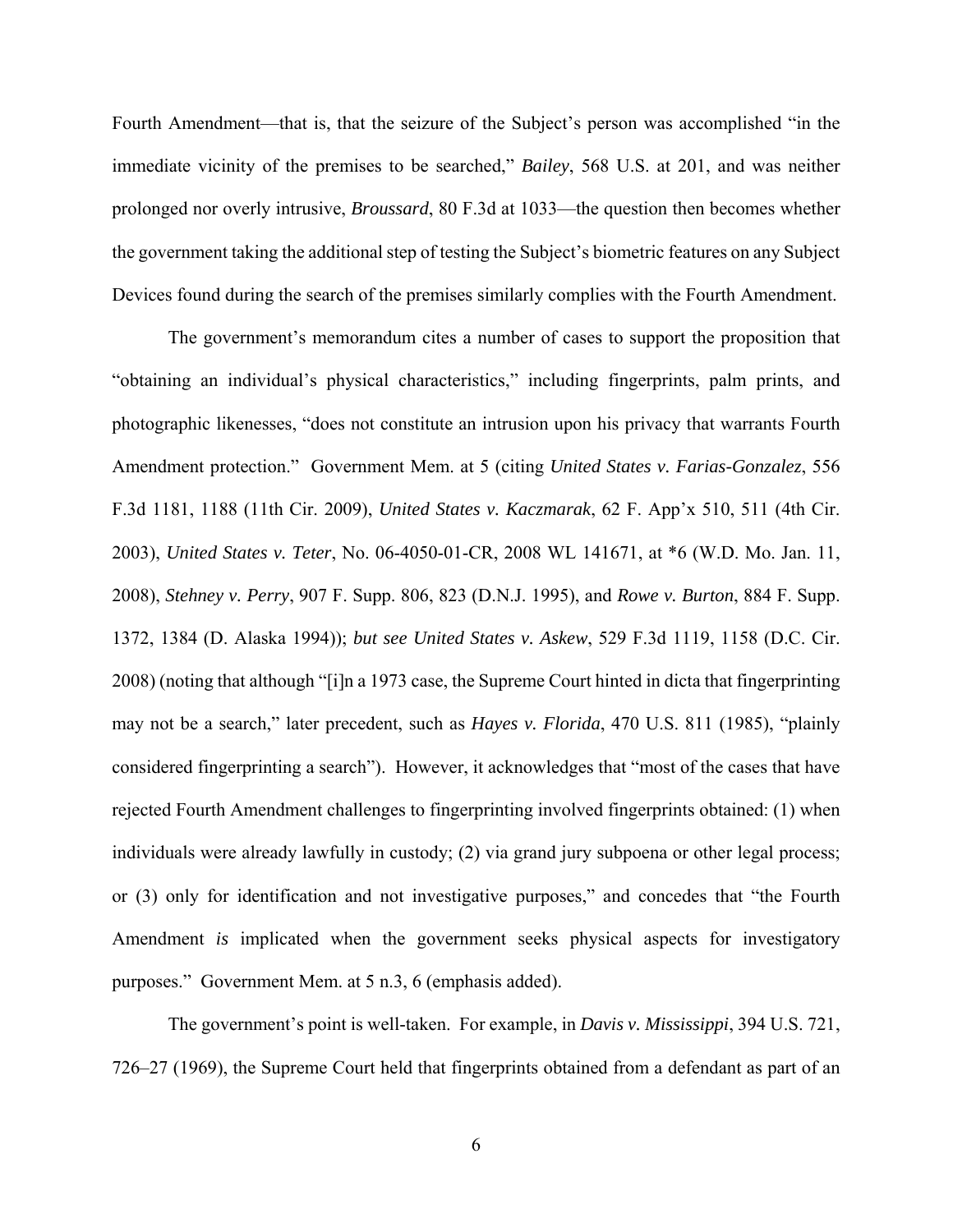Fourth Amendment—that is, that the seizure of the Subject's person was accomplished "in the immediate vicinity of the premises to be searched," *Bailey*, 568 U.S. at 201, and was neither prolonged nor overly intrusive, *Broussard*, 80 F.3d at 1033—the question then becomes whether the government taking the additional step of testing the Subject's biometric features on any Subject Devices found during the search of the premises similarly complies with the Fourth Amendment.

The government's memorandum cites a number of cases to support the proposition that "obtaining an individual's physical characteristics," including fingerprints, palm prints, and photographic likenesses, "does not constitute an intrusion upon his privacy that warrants Fourth Amendment protection." Government Mem. at 5 (citing *United States v. Farias-Gonzalez*, 556 F.3d 1181, 1188 (11th Cir. 2009), *United States v. Kaczmarak*, 62 F. App'x 510, 511 (4th Cir. 2003), *United States v. Teter*, No. 06-4050-01-CR, 2008 WL 141671, at *6 (W.D. Mo. Jan. 11, 2008), *Stehney v. Perry*, 907 F. Supp. 806, 823 (D.N.J. 1995), and *Rowe v. Burton*, 884 F. Supp. 1372, 1384 (D. Alaska 1994)); *but see United States v. Askew*, 529 F.3d 1119, 1158 (D.C. Cir. 2008) (noting that although "[i]n a 1973 case, the Supreme Court hinted in dicta that fingerprinting may not be a search," later precedent, such as *Hayes v. Florida*, 470 U.S. 811 (1985), "plainly considered fingerprinting a search"). However, it acknowledges that "most of the cases that have rejected Fourth Amendment challenges to fingerprinting involved fingerprints obtained: (1) when individuals were already lawfully in custody; (2) via grand jury subpoena or other legal process; or (3) only for identification and not investigative purposes," and concedes that "the Fourth Amendment *is* implicated when the government seeks physical aspects for investigatory purposes." Government Mem. at 5 n.3, 6 (emphasis added).

The government's point is well-taken. For example, in *Davis v. Mississippi*, 394 U.S. 721, 726–27 (1969), the Supreme Court held that fingerprints obtained from a defendant as part of an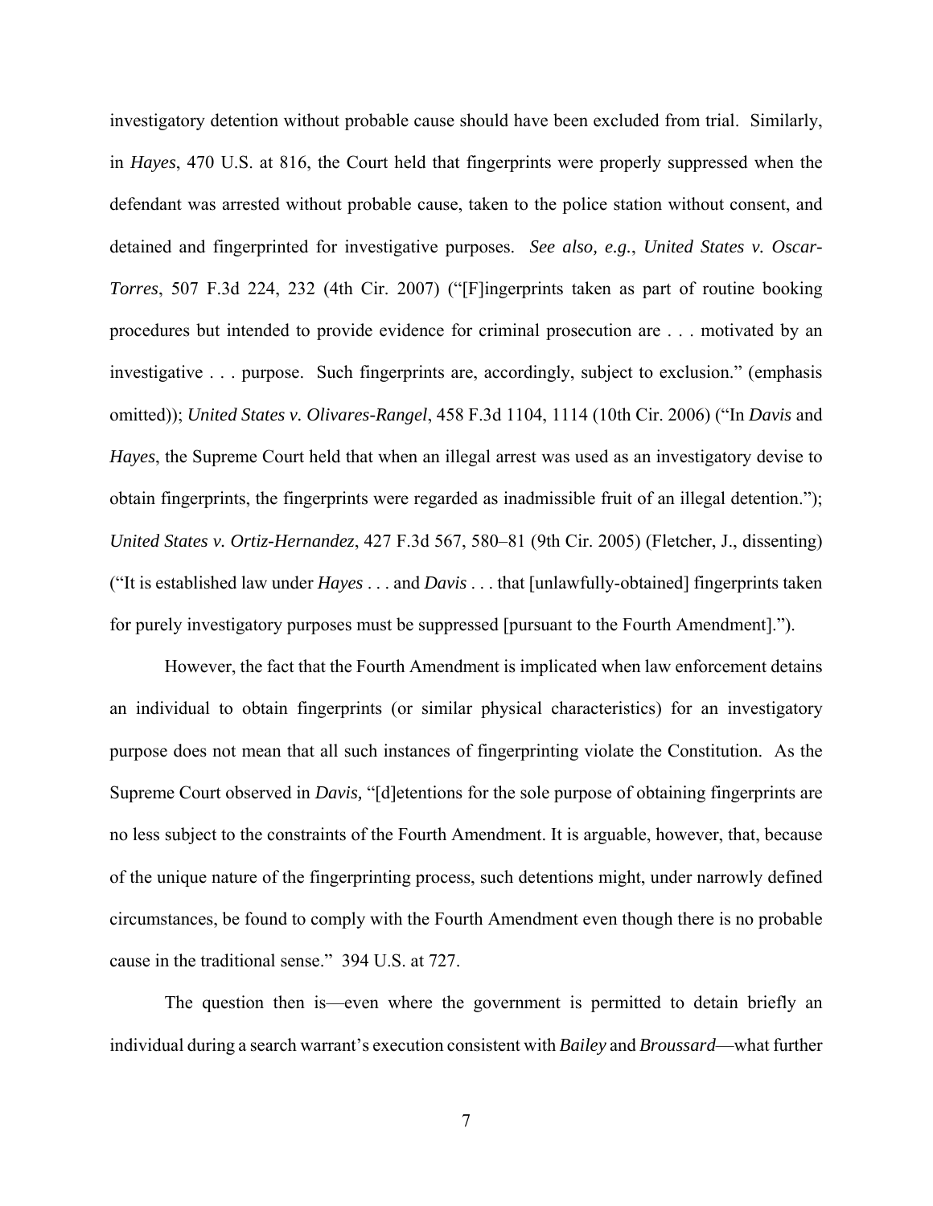investigatory detention without probable cause should have been excluded from trial. Similarly, in *Hayes*, 470 U.S. at 816, the Court held that fingerprints were properly suppressed when the defendant was arrested without probable cause, taken to the police station without consent, and detained and fingerprinted for investigative purposes. *See also, e.g.*, *United States v. Oscar-Torres*, 507 F.3d 224, 232 (4th Cir. 2007) ("[F]ingerprints taken as part of routine booking procedures but intended to provide evidence for criminal prosecution are . . . motivated by an investigative . . . purpose. Such fingerprints are, accordingly, subject to exclusion." (emphasis omitted)); *United States v. Olivares-Rangel*, 458 F.3d 1104, 1114 (10th Cir. 2006) ("In *Davis* and *Hayes*, the Supreme Court held that when an illegal arrest was used as an investigatory devise to obtain fingerprints, the fingerprints were regarded as inadmissible fruit of an illegal detention."); *United States v. Ortiz-Hernandez*, 427 F.3d 567, 580–81 (9th Cir. 2005) (Fletcher, J., dissenting) ("It is established law under *Hayes* . . . and *Davis* . . . that [unlawfully-obtained] fingerprints taken for purely investigatory purposes must be suppressed [pursuant to the Fourth Amendment].").

However, the fact that the Fourth Amendment is implicated when law enforcement detains an individual to obtain fingerprints (or similar physical characteristics) for an investigatory purpose does not mean that all such instances of fingerprinting violate the Constitution. As the Supreme Court observed in *Davis,* "[d]etentions for the sole purpose of obtaining fingerprints are no less subject to the constraints of the Fourth Amendment. It is arguable, however, that, because of the unique nature of the fingerprinting process, such detentions might, under narrowly defined circumstances, be found to comply with the Fourth Amendment even though there is no probable cause in the traditional sense." 394 U.S. at 727.

The question then is—even where the government is permitted to detain briefly an individual during a search warrant's execution consistent with *Bailey* and *Broussard*—what further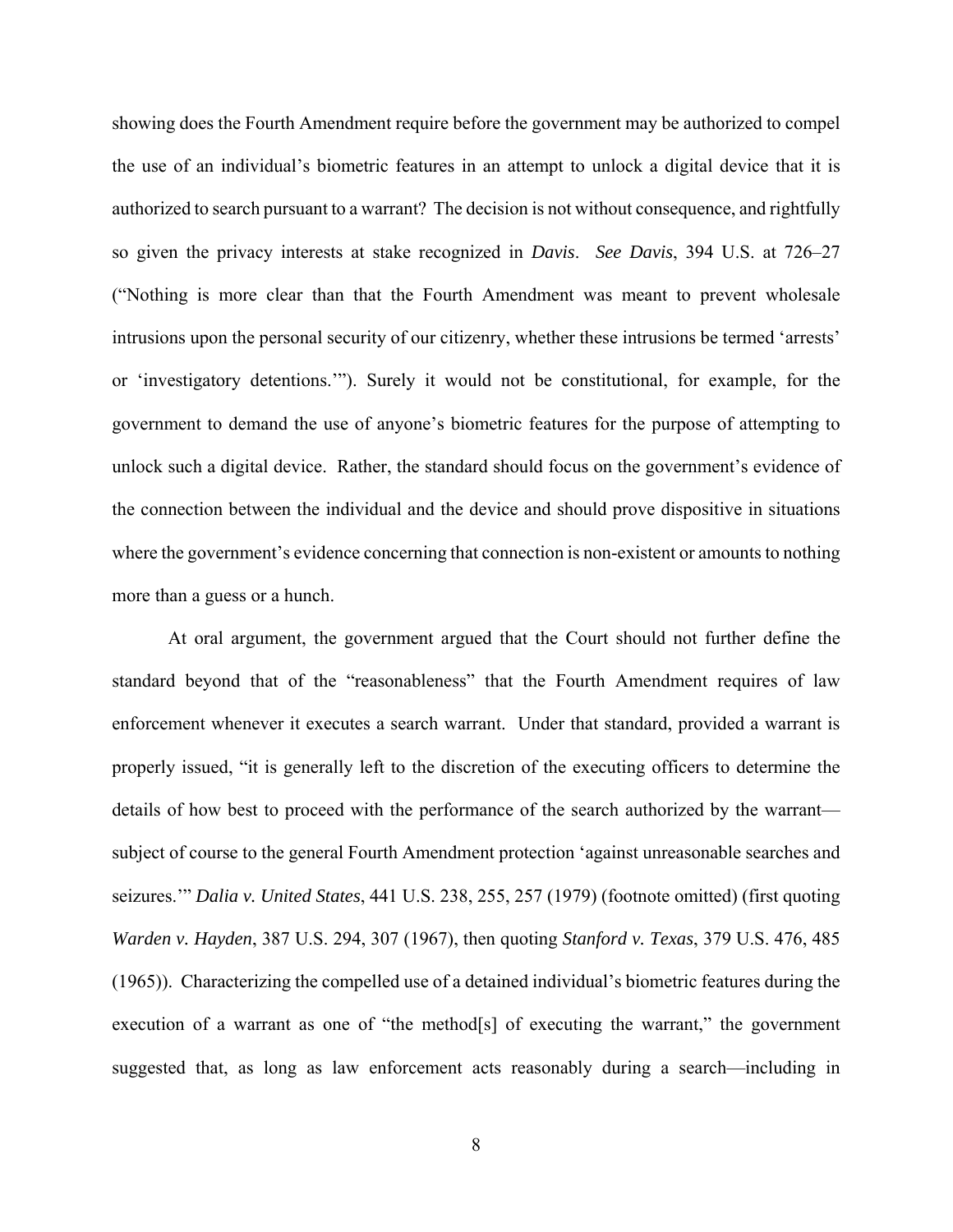showing does the Fourth Amendment require before the government may be authorized to compel the use of an individual's biometric features in an attempt to unlock a digital device that it is authorized to search pursuant to a warrant? The decision is not without consequence, and rightfully so given the privacy interests at stake recognized in *Davis*. *See Davis*, 394 U.S. at 726–27 ("Nothing is more clear than that the Fourth Amendment was meant to prevent wholesale intrusions upon the personal security of our citizenry, whether these intrusions be termed 'arrests' or 'investigatory detentions.'"). Surely it would not be constitutional, for example, for the government to demand the use of anyone's biometric features for the purpose of attempting to unlock such a digital device. Rather, the standard should focus on the government's evidence of the connection between the individual and the device and should prove dispositive in situations where the government's evidence concerning that connection is non-existent or amounts to nothing more than a guess or a hunch.

At oral argument, the government argued that the Court should not further define the standard beyond that of the "reasonableness" that the Fourth Amendment requires of law enforcement whenever it executes a search warrant. Under that standard, provided a warrant is properly issued, "it is generally left to the discretion of the executing officers to determine the details of how best to proceed with the performance of the search authorized by the warrant—subject of course to the general Fourth Amendment protection 'against unreasonable searches and seizures.'" *Dalia v. United States*, 441 U.S. 238, 255, 257 (1979) (footnote omitted) (first quoting *Warden v. Hayden*, 387 U.S. 294, 307 (1967), then quoting *Stanford v. Texas*, 379 U.S. 476, 485 (1965)). Characterizing the compelled use of a detained individual's biometric features during the execution of a warrant as one of "the method[s] of executing the warrant," the government suggested that, as long as law enforcement acts reasonably during a search—including in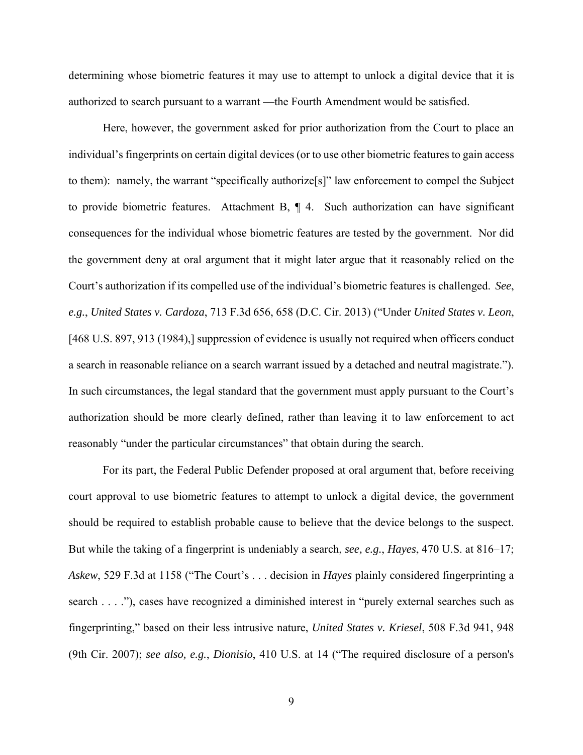determining whose biometric features it may use to attempt to unlock a digital device that it is authorized to search pursuant to a warrant —the Fourth Amendment would be satisfied.

Here, however, the government asked for prior authorization from the Court to place an individual's fingerprints on certain digital devices (or to use other biometric features to gain access to them): namely, the warrant "specifically authorize[s]" law enforcement to compel the Subject to provide biometric features. Attachment B, ¶ 4. Such authorization can have significant consequences for the individual whose biometric features are tested by the government. Nor did the government deny at oral argument that it might later argue that it reasonably relied on the Court's authorization if its compelled use of the individual's biometric features is challenged. *See*, *e.g.*, *United States v. Cardoza*, 713 F.3d 656, 658 (D.C. Cir. 2013) ("Under *United States v. Leon*, [468 U.S. 897, 913 (1984),] suppression of evidence is usually not required when officers conduct a search in reasonable reliance on a search warrant issued by a detached and neutral magistrate."). In such circumstances, the legal standard that the government must apply pursuant to the Court's authorization should be more clearly defined, rather than leaving it to law enforcement to act reasonably "under the particular circumstances" that obtain during the search.

For its part, the Federal Public Defender proposed at oral argument that, before receiving court approval to use biometric features to attempt to unlock a digital device, the government should be required to establish probable cause to believe that the device belongs to the suspect. But while the taking of a fingerprint is undeniably a search, *see, e.g.*, *Hayes*, 470 U.S. at 816–17; *Askew*, 529 F.3d at 1158 ("The Court's . . . decision in *Hayes* plainly considered fingerprinting a search . . . ."), cases have recognized a diminished interest in "purely external searches such as fingerprinting," based on their less intrusive nature, *United States v. Kriesel*, 508 F.3d 941, 948 (9th Cir. 2007); *see also, e.g.*, *Dionisio*, 410 U.S. at 14 ("The required disclosure of a person's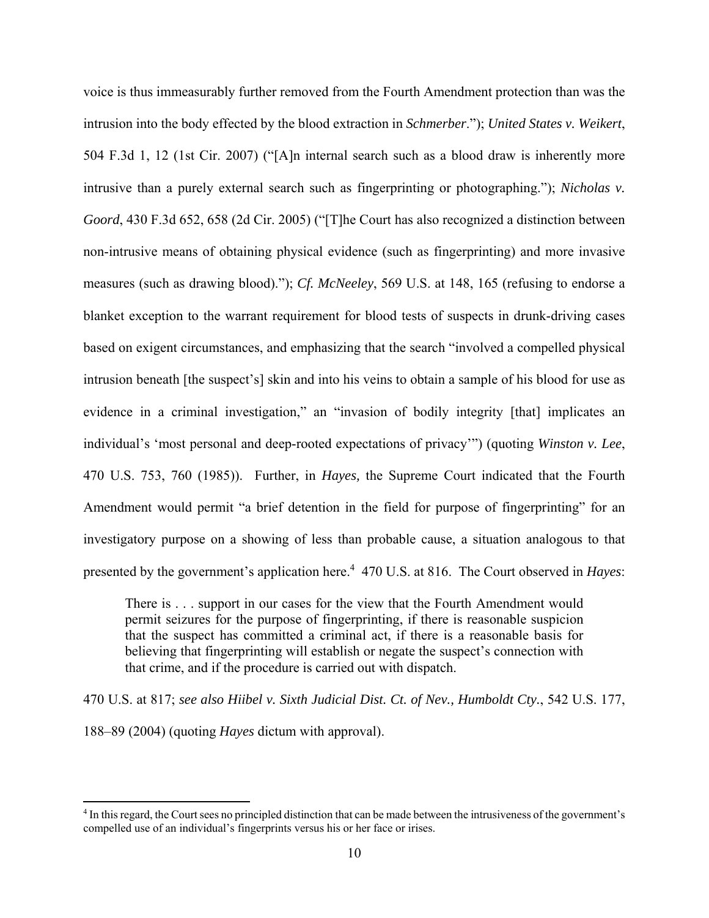voice is thus immeasurably further removed from the Fourth Amendment protection than was the intrusion into the body effected by the blood extraction in *Schmerber*."); *United States v. Weikert*, 504 F.3d 1, 12 (1st Cir. 2007) ("[A]n internal search such as a blood draw is inherently more intrusive than a purely external search such as fingerprinting or photographing."); *Nicholas v. Goord*, 430 F.3d 652, 658 (2d Cir. 2005) ("[T]he Court has also recognized a distinction between non-intrusive means of obtaining physical evidence (such as fingerprinting) and more invasive measures (such as drawing blood)."); *Cf. McNeeley*, 569 U.S. at 148, 165 (refusing to endorse a blanket exception to the warrant requirement for blood tests of suspects in drunk-driving cases based on exigent circumstances, and emphasizing that the search "involved a compelled physical intrusion beneath [the suspect's] skin and into his veins to obtain a sample of his blood for use as evidence in a criminal investigation," an "invasion of bodily integrity [that] implicates an individual's 'most personal and deep-rooted expectations of privacy'") (quoting *Winston v. Lee*, 470 U.S. 753, 760 (1985)). Further, in *Hayes,* the Supreme Court indicated that the Fourth Amendment would permit "a brief detention in the field for purpose of fingerprinting" for an investigatory purpose on a showing of less than probable cause, a situation analogous to that presented by the government's application here.[4] 470 U.S. at 816. The Court observed in *Hayes*:

> There is . . . support in our cases for the view that the Fourth Amendment would permit seizures for the purpose of fingerprinting, if there is reasonable suspicion that the suspect has committed a criminal act, if there is a reasonable basis for believing that fingerprinting will establish or negate the suspect's connection with that crime, and if the procedure is carried out with dispatch.

470 U.S. at 817; *see also Hiibel v. Sixth Judicial Dist. Ct. of Nev., Humboldt Cty.*, 542 U.S. 177, 188–89 (2004) (quoting *Hayes* dictum with approval).

---

[4] In this regard, the Court sees no principled distinction that can be made between the intrusiveness of the government's compelled use of an individual's fingerprints versus his or her face or irises.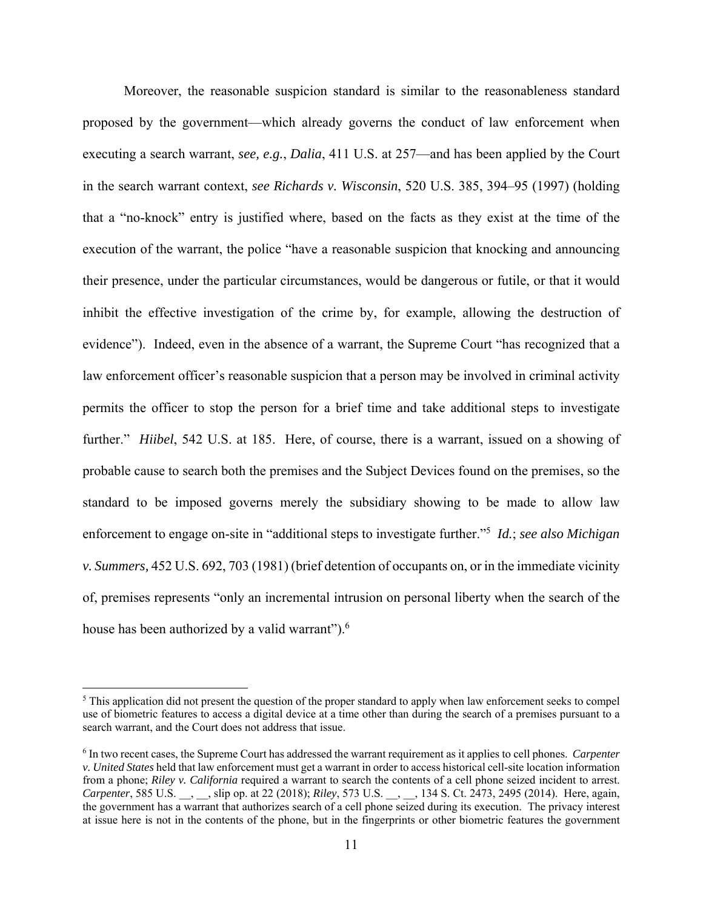Moreover, the reasonable suspicion standard is similar to the reasonableness standard proposed by the government—which already governs the conduct of law enforcement when executing a search warrant, *see, e.g.*, *Dalia*, 411 U.S. at 257—and has been applied by the Court in the search warrant context, *see Richards v. Wisconsin*, 520 U.S. 385, 394–95 (1997) (holding that a "no-knock" entry is justified where, based on the facts as they exist at the time of the execution of the warrant, the police "have a reasonable suspicion that knocking and announcing their presence, under the particular circumstances, would be dangerous or futile, or that it would inhibit the effective investigation of the crime by, for example, allowing the destruction of evidence"). Indeed, even in the absence of a warrant, the Supreme Court "has recognized that a law enforcement officer's reasonable suspicion that a person may be involved in criminal activity permits the officer to stop the person for a brief time and take additional steps to investigate further." *Hiibel*, 542 U.S. at 185. Here, of course, there is a warrant, issued on a showing of probable cause to search both the premises and the Subject Devices found on the premises, so the standard to be imposed governs merely the subsidiary showing to be made to allow law enforcement to engage on-site in "additional steps to investigate further."[5] *Id.*; *see also Michigan v. Summers,* 452 U.S. 692, 703 (1981) (brief detention of occupants on, or in the immediate vicinity of, premises represents "only an incremental intrusion on personal liberty when the search of the house has been authorized by a valid warrant").[6]

---

[5] This application did not present the question of the proper standard to apply when law enforcement seeks to compel use of biometric features to access a digital device at a time other than during the search of a premises pursuant to a search warrant, and the Court does not address that issue.

[6] In two recent cases, the Supreme Court has addressed the warrant requirement as it applies to cell phones. *Carpenter v. United States* held that law enforcement must get a warrant in order to access historical cell-site location information from a phone; *Riley v. California* required a warrant to search the contents of a cell phone seized incident to arrest. *Carpenter*, 585 U.S. __, __, slip op. at 22 (2018); *Riley*, 573 U.S. __, __, 134 S. Ct. 2473, 2495 (2014). Here, again, the government has a warrant that authorizes search of a cell phone seized during its execution. The privacy interest at issue here is not in the contents of the phone, but in the fingerprints or other biometric features the government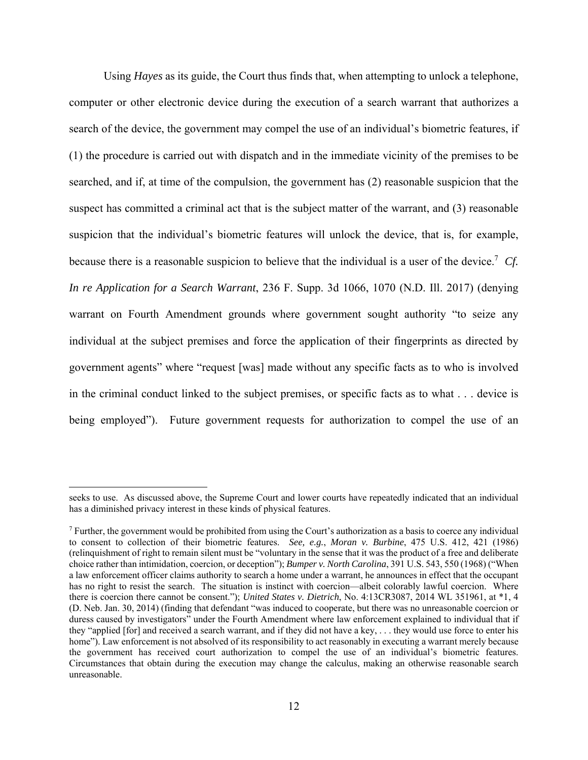Using *Hayes* as its guide, the Court thus finds that, when attempting to unlock a telephone, computer or other electronic device during the execution of a search warrant that authorizes a search of the device, the government may compel the use of an individual's biometric features, if (1) the procedure is carried out with dispatch and in the immediate vicinity of the premises to be searched, and if, at time of the compulsion, the government has (2) reasonable suspicion that the suspect has committed a criminal act that is the subject matter of the warrant, and (3) reasonable suspicion that the individual's biometric features will unlock the device, that is, for example, because there is a reasonable suspicion to believe that the individual is a user of the device.[7] *Cf. In re Application for a Search Warrant*, 236 F. Supp. 3d 1066, 1070 (N.D. Ill. 2017) (denying warrant on Fourth Amendment grounds where government sought authority "to seize any individual at the subject premises and force the application of their fingerprints as directed by government agents" where "request [was] made without any specific facts as to who is involved in the criminal conduct linked to the subject premises, or specific facts as to what . . . device is being employed"). Future government requests for authorization to compel the use of an

---

seeks to use. As discussed above, the Supreme Court and lower courts have repeatedly indicated that an individual has a diminished privacy interest in these kinds of physical features.

[7] Further, the government would be prohibited from using the Court's authorization as a basis to coerce any individual to consent to collection of their biometric features. *See, e.g.*, *Moran v. Burbine*, 475 U.S. 412, 421 (1986) (relinquishment of right to remain silent must be "voluntary in the sense that it was the product of a free and deliberate choice rather than intimidation, coercion, or deception"); *Bumper v. North Carolina*, 391 U.S. 543, 550 (1968) ("When a law enforcement officer claims authority to search a home under a warrant, he announces in effect that the occupant has no right to resist the search. The situation is instinct with coercion—albeit colorably lawful coercion. Where there is coercion there cannot be consent."); *United States v. Dietrich*, No. 4:13CR3087, 2014 WL 351961, at \*1, 4 (D. Neb. Jan. 30, 2014) (finding that defendant "was induced to cooperate, but there was no unreasonable coercion or duress caused by investigators" under the Fourth Amendment where law enforcement explained to individual that if they "applied [for] and received a search warrant, and if they did not have a key, . . . they would use force to enter his home"). Law enforcement is not absolved of its responsibility to act reasonably in executing a warrant merely because the government has received court authorization to compel the use of an individual's biometric features. Circumstances that obtain during the execution may change the calculus, making an otherwise reasonable search unreasonable.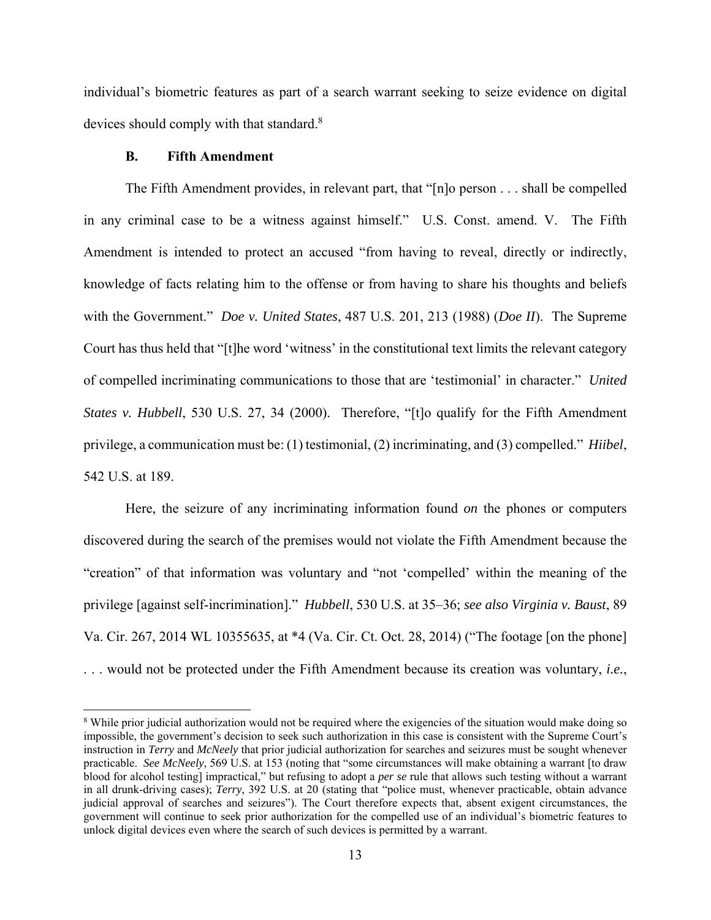individual's biometric features as part of a search warrant seeking to seize evidence on digital devices should comply with that standard.[8]

### B. Fifth Amendment

The Fifth Amendment provides, in relevant part, that "[n]o person . . . shall be compelled in any criminal case to be a witness against himself." U.S. Const. amend. V. The Fifth Amendment is intended to protect an accused "from having to reveal, directly or indirectly, knowledge of facts relating him to the offense or from having to share his thoughts and beliefs with the Government." *Doe v. United States*, 487 U.S. 201, 213 (1988) (*Doe II*). The Supreme Court has thus held that "[t]he word 'witness' in the constitutional text limits the relevant category of compelled incriminating communications to those that are 'testimonial' in character." *United States v. Hubbell*, 530 U.S. 27, 34 (2000). Therefore, "[t]o qualify for the Fifth Amendment privilege, a communication must be: (1) testimonial, (2) incriminating, and (3) compelled." *Hiibel*, 542 U.S. at 189.

Here, the seizure of any incriminating information found *on* the phones or computers discovered during the search of the premises would not violate the Fifth Amendment because the "creation" of that information was voluntary and "not 'compelled' within the meaning of the privilege [against self-incrimination]." *Hubbell*, 530 U.S. at 35–36; *see also Virginia v. Baust*, 89 Va. Cir. 267, 2014 WL 10355635, at *4 (Va. Cir. Ct. Oct. 28, 2014) ("The footage [on the phone] . . . would not be protected under the Fifth Amendment because its creation was voluntary, *i.e.*,

---

[8] While prior judicial authorization would not be required where the exigencies of the situation would make doing so impossible, the government's decision to seek such authorization in this case is consistent with the Supreme Court's instruction in *Terry* and *McNeely* that prior judicial authorization for searches and seizures must be sought whenever practicable. *See McNeely*, 569 U.S. at 153 (noting that "some circumstances will make obtaining a warrant [to draw blood for alcohol testing] impractical," but refusing to adopt a *per se* rule that allows such testing without a warrant in all drunk-driving cases); *Terry*, 392 U.S. at 20 (stating that "police must, whenever practicable, obtain advance judicial approval of searches and seizures"). The Court therefore expects that, absent exigent circumstances, the government will continue to seek prior authorization for the compelled use of an individual's biometric features to unlock digital devices even where the search of such devices is permitted by a warrant.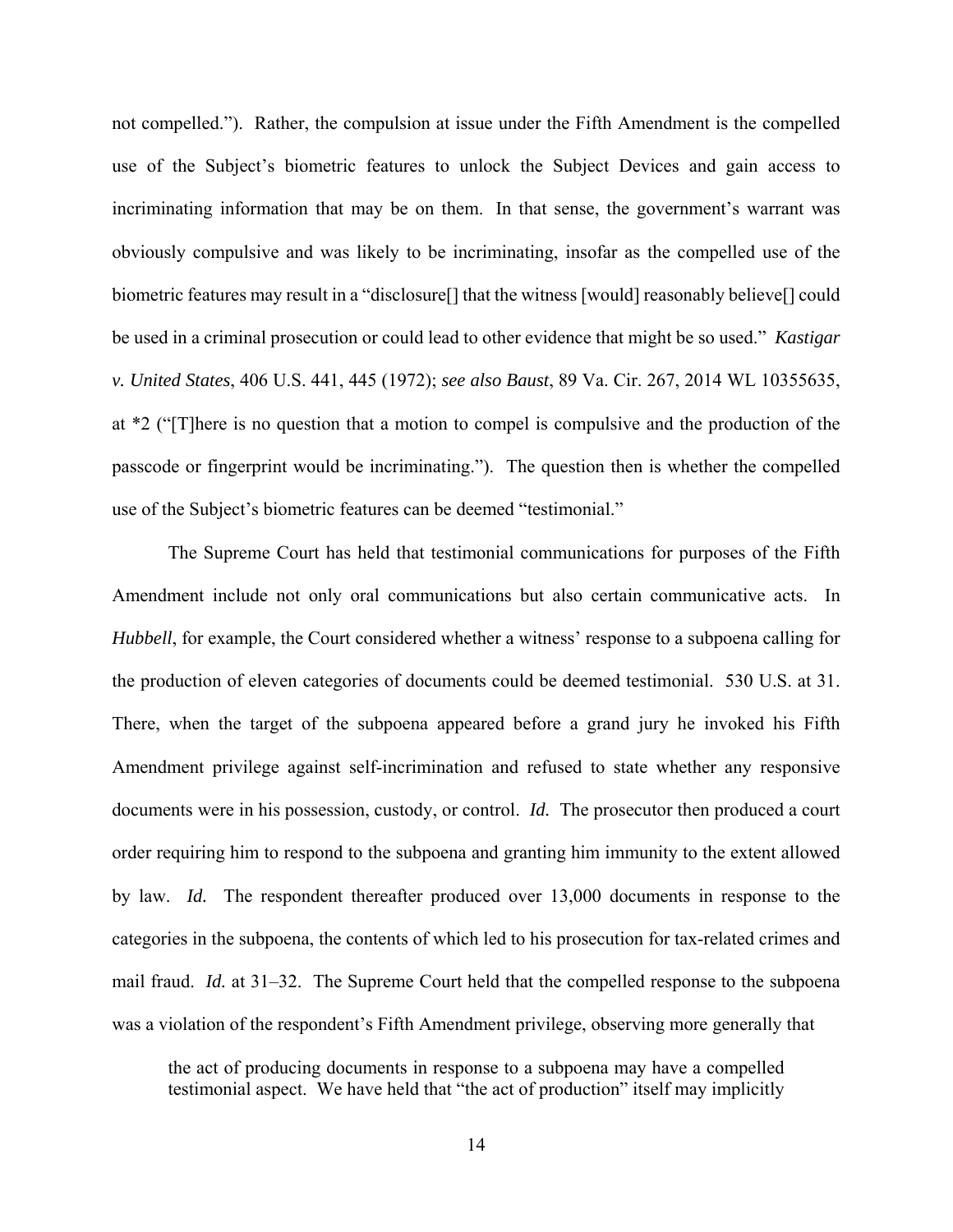not compelled."). Rather, the compulsion at issue under the Fifth Amendment is the compelled use of the Subject's biometric features to unlock the Subject Devices and gain access to incriminating information that may be on them. In that sense, the government's warrant was obviously compulsive and was likely to be incriminating, insofar as the compelled use of the biometric features may result in a "disclosure[] that the witness [would] reasonably believe[] could be used in a criminal prosecution or could lead to other evidence that might be so used." *Kastigar v. United States*, 406 U.S. 441, 445 (1972); *see also Baust*, 89 Va. Cir. 267, 2014 WL 10355635, at *2 ("[T]here is no question that a motion to compel is compulsive and the production of the passcode or fingerprint would be incriminating."). The question then is whether the compelled use of the Subject's biometric features can be deemed "testimonial."

The Supreme Court has held that testimonial communications for purposes of the Fifth Amendment include not only oral communications but also certain communicative acts. In *Hubbell*, for example, the Court considered whether a witness' response to a subpoena calling for the production of eleven categories of documents could be deemed testimonial. 530 U.S. at 31. There, when the target of the subpoena appeared before a grand jury he invoked his Fifth Amendment privilege against self-incrimination and refused to state whether any responsive documents were in his possession, custody, or control. *Id.* The prosecutor then produced a court order requiring him to respond to the subpoena and granting him immunity to the extent allowed by law. *Id.* The respondent thereafter produced over 13,000 documents in response to the categories in the subpoena, the contents of which led to his prosecution for tax-related crimes and mail fraud. *Id.* at 31–32. The Supreme Court held that the compelled response to the subpoena was a violation of the respondent's Fifth Amendment privilege, observing more generally that

> the act of producing documents in response to a subpoena may have a compelled testimonial aspect. We have held that "the act of production" itself may implicitly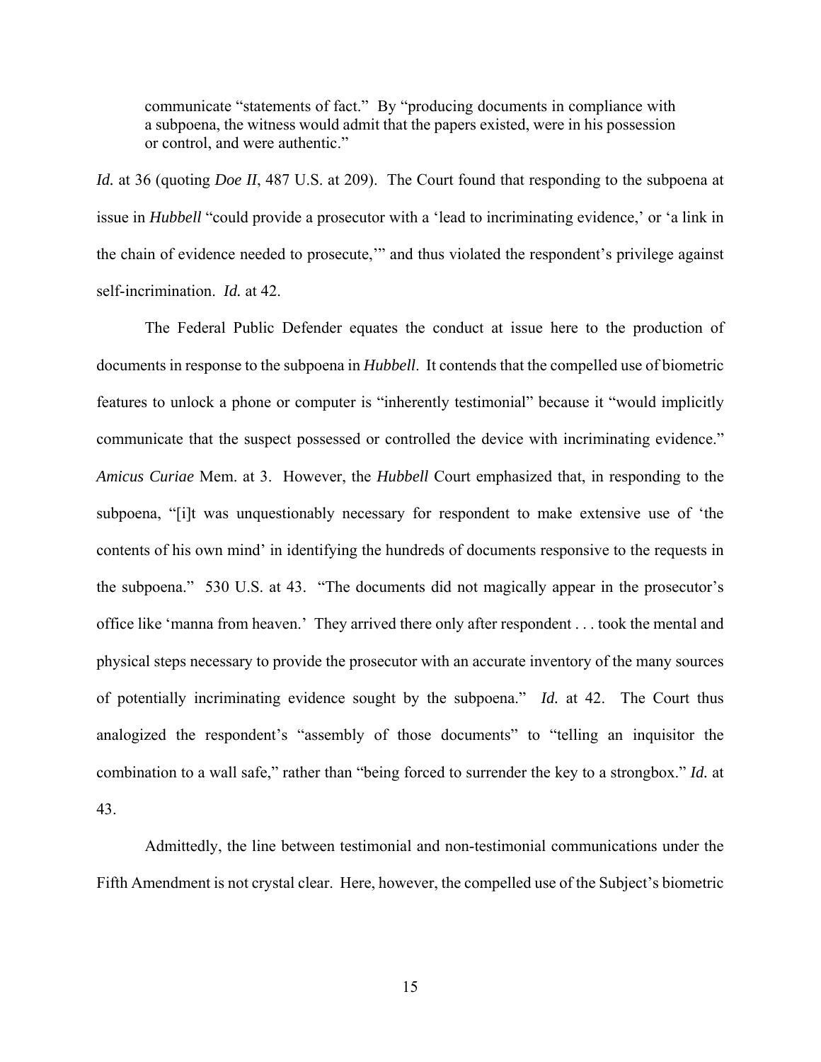> communicate "statements of fact." By "producing documents in compliance with a subpoena, the witness would admit that the papers existed, were in his possession or control, and were authentic."

*Id.* at 36 (quoting *Doe II*, 487 U.S. at 209). The Court found that responding to the subpoena at issue in *Hubbell* "could provide a prosecutor with a 'lead to incriminating evidence,' or 'a link in the chain of evidence needed to prosecute,'" and thus violated the respondent's privilege against self-incrimination. *Id.* at 42.

The Federal Public Defender equates the conduct at issue here to the production of documents in response to the subpoena in *Hubbell*. It contends that the compelled use of biometric features to unlock a phone or computer is "inherently testimonial" because it "would implicitly communicate that the suspect possessed or controlled the device with incriminating evidence." *Amicus Curiae* Mem. at 3. However, the *Hubbell* Court emphasized that, in responding to the subpoena, "[i]t was unquestionably necessary for respondent to make extensive use of 'the contents of his own mind' in identifying the hundreds of documents responsive to the requests in the subpoena." 530 U.S. at 43. "The documents did not magically appear in the prosecutor's office like 'manna from heaven.' They arrived there only after respondent . . . took the mental and physical steps necessary to provide the prosecutor with an accurate inventory of the many sources of potentially incriminating evidence sought by the subpoena." *Id.* at 42. The Court thus analogized the respondent's "assembly of those documents" to "telling an inquisitor the combination to a wall safe," rather than "being forced to surrender the key to a strongbox." *Id.* at 43.

Admittedly, the line between testimonial and non-testimonial communications under the Fifth Amendment is not crystal clear. Here, however, the compelled use of the Subject's biometric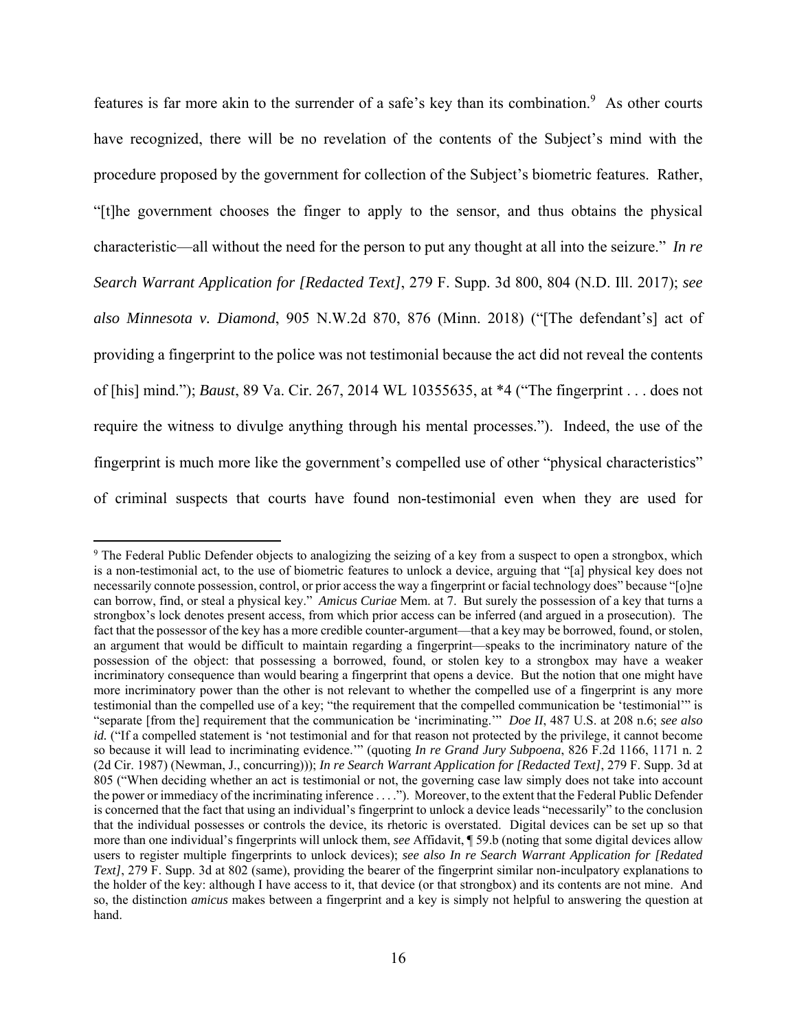features is far more akin to the surrender of a safe's key than its combination.[9] As other courts have recognized, there will be no revelation of the contents of the Subject's mind with the procedure proposed by the government for collection of the Subject's biometric features. Rather, "[t]he government chooses the finger to apply to the sensor, and thus obtains the physical characteristic—all without the need for the person to put any thought at all into the seizure." *In re Search Warrant Application for [Redacted Text]*, 279 F. Supp. 3d 800, 804 (N.D. Ill. 2017); *see also Minnesota v. Diamond*, 905 N.W.2d 870, 876 (Minn. 2018) ("[The defendant's] act of providing a fingerprint to the police was not testimonial because the act did not reveal the contents of [his] mind."); *Baust*, 89 Va. Cir. 267, 2014 WL 10355635, at *4 ("The fingerprint . . . does not require the witness to divulge anything through his mental processes."). Indeed, the use of the fingerprint is much more like the government's compelled use of other "physical characteristics" of criminal suspects that courts have found non-testimonial even when they are used for

---

[9] The Federal Public Defender objects to analogizing the seizing of a key from a suspect to open a strongbox, which is a non-testimonial act, to the use of biometric features to unlock a device, arguing that "[a] physical key does not necessarily connote possession, control, or prior access the way a fingerprint or facial technology does" because "[o]ne can borrow, find, or steal a physical key." *Amicus Curiae* Mem. at 7. But surely the possession of a key that turns a strongbox's lock denotes present access, from which prior access can be inferred (and argued in a prosecution). The fact that the possessor of the key has a more credible counter-argument—that a key may be borrowed, found, or stolen, an argument that would be difficult to maintain regarding a fingerprint—speaks to the incriminatory nature of the possession of the object: that possessing a borrowed, found, or stolen key to a strongbox may have a weaker incriminatory consequence than would bearing a fingerprint that opens a device. But the notion that one might have more incriminatory power than the other is not relevant to whether the compelled use of a fingerprint is any more testimonial than the compelled use of a key; "the requirement that the compelled communication be 'testimonial'" is "separate [from the] requirement that the communication be 'incriminating.'" *Doe II*, 487 U.S. at 208 n.6; *see also id.* ("If a compelled statement is 'not testimonial and for that reason not protected by the privilege, it cannot become so because it will lead to incriminating evidence.'" (quoting *In re Grand Jury Subpoena*, 826 F.2d 1166, 1171 n. 2 (2d Cir. 1987) (Newman, J., concurring))); *In re Search Warrant Application for [Redacted Text]*, 279 F. Supp. 3d at 805 ("When deciding whether an act is testimonial or not, the governing case law simply does not take into account the power or immediacy of the incriminating inference . . . ."). Moreover, to the extent that the Federal Public Defender is concerned that the fact that using an individual's fingerprint to unlock a device leads "necessarily" to the conclusion that the individual possesses or controls the device, its rhetoric is overstated. Digital devices can be set up so that more than one individual's fingerprints will unlock them, *see* Affidavit, ¶ 59.b (noting that some digital devices allow users to register multiple fingerprints to unlock devices); *see also In re Search Warrant Application for [Redated Text]*, 279 F. Supp. 3d at 802 (same), providing the bearer of the fingerprint similar non-inculpatory explanations to the holder of the key: although I have access to it, that device (or that strongbox) and its contents are not mine. And so, the distinction *amicus* makes between a fingerprint and a key is simply not helpful to answering the question at hand.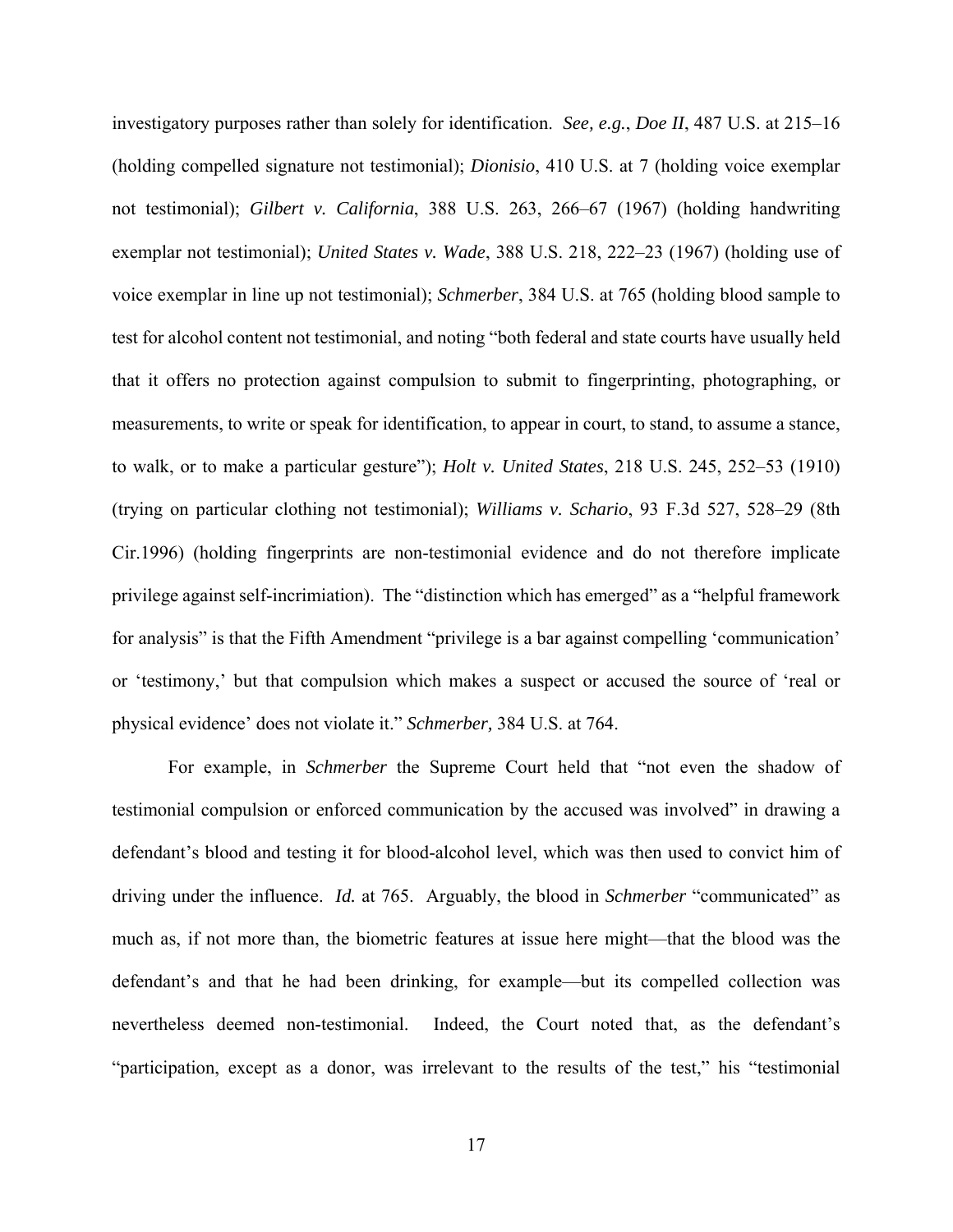investigatory purposes rather than solely for identification. *See, e.g.*, *Doe II*, 487 U.S. at 215–16 (holding compelled signature not testimonial); *Dionisio*, 410 U.S. at 7 (holding voice exemplar not testimonial); *Gilbert v. California*, 388 U.S. 263, 266–67 (1967) (holding handwriting exemplar not testimonial); *United States v. Wade*, 388 U.S. 218, 222–23 (1967) (holding use of voice exemplar in line up not testimonial); *Schmerber*, 384 U.S. at 765 (holding blood sample to test for alcohol content not testimonial, and noting "both federal and state courts have usually held that it offers no protection against compulsion to submit to fingerprinting, photographing, or measurements, to write or speak for identification, to appear in court, to stand, to assume a stance, to walk, or to make a particular gesture"); *Holt v. United States*, 218 U.S. 245, 252–53 (1910) (trying on particular clothing not testimonial); *Williams v. Schario*, 93 F.3d 527, 528–29 (8th Cir.1996) (holding fingerprints are non-testimonial evidence and do not therefore implicate privilege against self-incrimiation). The "distinction which has emerged" as a "helpful framework for analysis" is that the Fifth Amendment "privilege is a bar against compelling 'communication' or 'testimony,' but that compulsion which makes a suspect or accused the source of 'real or physical evidence' does not violate it." *Schmerber,* 384 U.S. at 764.

For example, in *Schmerber* the Supreme Court held that "not even the shadow of testimonial compulsion or enforced communication by the accused was involved" in drawing a defendant's blood and testing it for blood-alcohol level, which was then used to convict him of driving under the influence. *Id.* at 765. Arguably, the blood in *Schmerber* "communicated" as much as, if not more than, the biometric features at issue here might—that the blood was the defendant's and that he had been drinking, for example—but its compelled collection was nevertheless deemed non-testimonial. Indeed, the Court noted that, as the defendant's "participation, except as a donor, was irrelevant to the results of the test," his "testimonial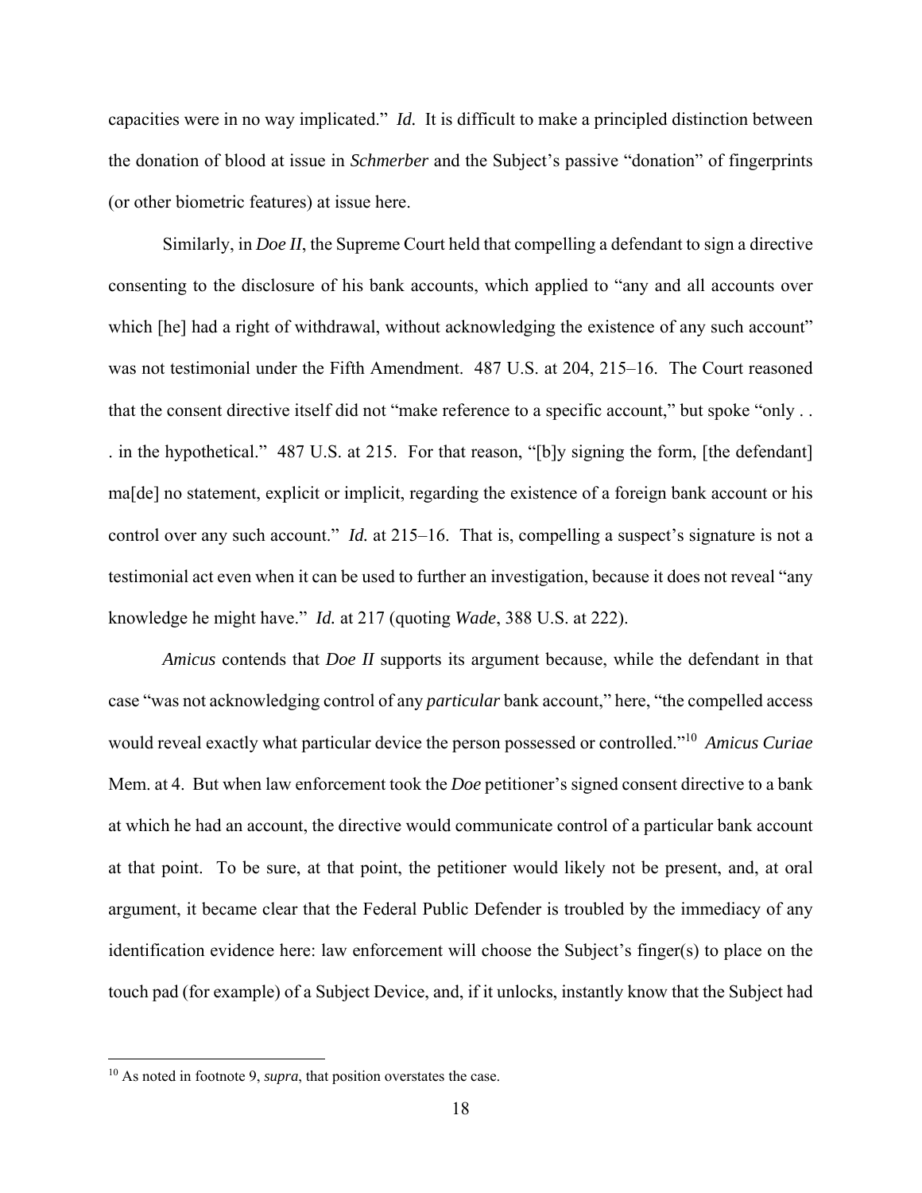capacities were in no way implicated." *Id.* It is difficult to make a principled distinction between the donation of blood at issue in *Schmerber* and the Subject's passive "donation" of fingerprints (or other biometric features) at issue here.

Similarly, in *Doe II*, the Supreme Court held that compelling a defendant to sign a directive consenting to the disclosure of his bank accounts, which applied to "any and all accounts over which [he] had a right of withdrawal, without acknowledging the existence of any such account" was not testimonial under the Fifth Amendment. 487 U.S. at 204, 215–16. The Court reasoned that the consent directive itself did not "make reference to a specific account," but spoke "only . . . in the hypothetical." 487 U.S. at 215. For that reason, "[b]y signing the form, [the defendant] ma[de] no statement, explicit or implicit, regarding the existence of a foreign bank account or his control over any such account." *Id.* at 215–16. That is, compelling a suspect's signature is not a testimonial act even when it can be used to further an investigation, because it does not reveal "any knowledge he might have." *Id.* at 217 (quoting *Wade*, 388 U.S. at 222).

*Amicus* contends that *Doe II* supports its argument because, while the defendant in that case "was not acknowledging control of any *particular* bank account," here, "the compelled access would reveal exactly what particular device the person possessed or controlled."[10] *Amicus Curiae* Mem. at 4. But when law enforcement took the *Doe* petitioner's signed consent directive to a bank at which he had an account, the directive would communicate control of a particular bank account at that point. To be sure, at that point, the petitioner would likely not be present, and, at oral argument, it became clear that the Federal Public Defender is troubled by the immediacy of any identification evidence here: law enforcement will choose the Subject's finger(s) to place on the touch pad (for example) of a Subject Device, and, if it unlocks, instantly know that the Subject had

[10] As noted in footnote 9, *supra*, that position overstates the case.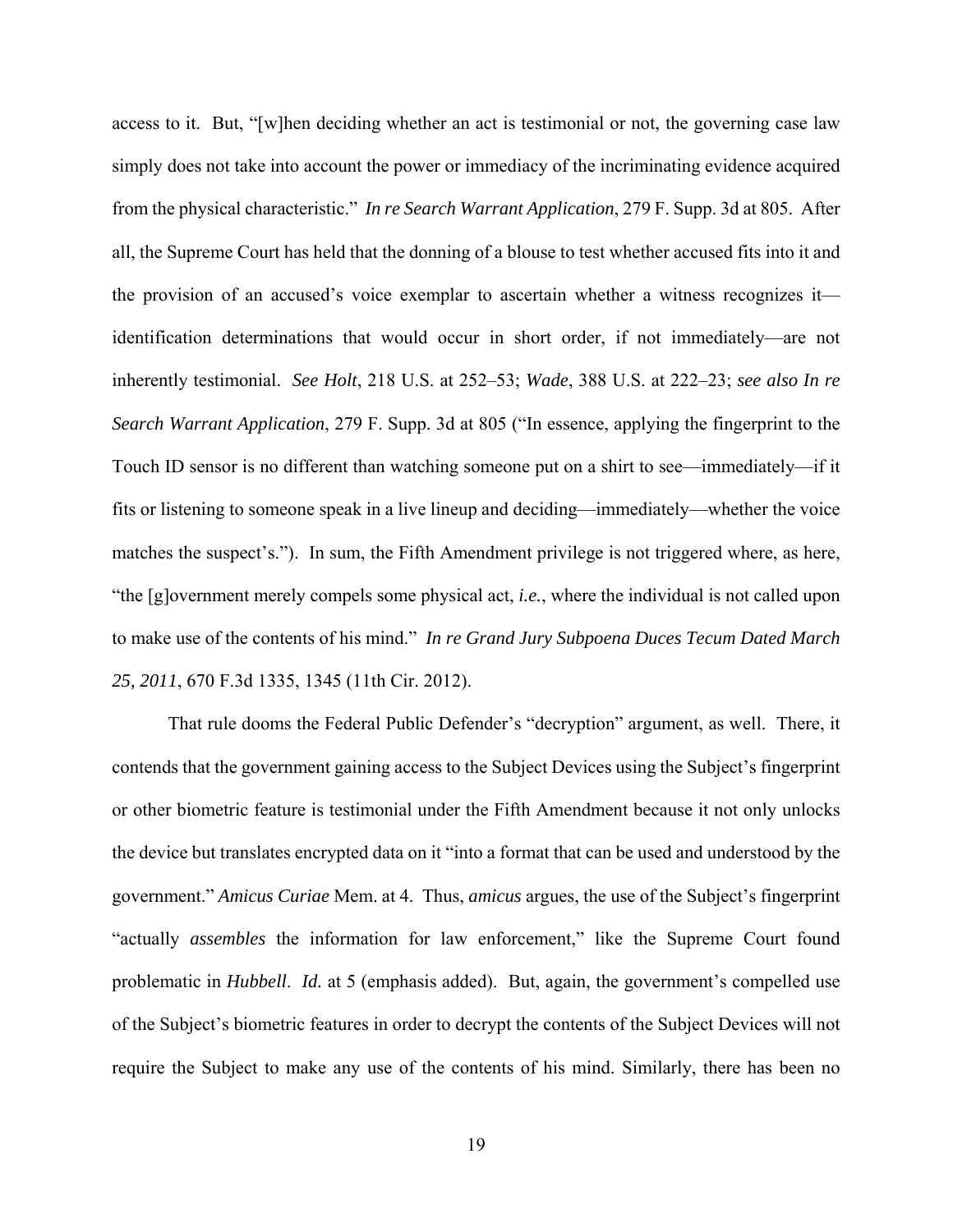access to it. But, "[w]hen deciding whether an act is testimonial or not, the governing case law simply does not take into account the power or immediacy of the incriminating evidence acquired from the physical characteristic." *In re Search Warrant Application*, 279 F. Supp. 3d at 805. After all, the Supreme Court has held that the donning of a blouse to test whether accused fits into it and the provision of an accused's voice exemplar to ascertain whether a witness recognizes it—identification determinations that would occur in short order, if not immediately—are not inherently testimonial. *See Holt*, 218 U.S. at 252–53; *Wade*, 388 U.S. at 222–23; *see also In re Search Warrant Application*, 279 F. Supp. 3d at 805 ("In essence, applying the fingerprint to the Touch ID sensor is no different than watching someone put on a shirt to see—immediately—if it fits or listening to someone speak in a live lineup and deciding—immediately—whether the voice matches the suspect's."). In sum, the Fifth Amendment privilege is not triggered where, as here, "the [g]overnment merely compels some physical act, *i.e.*, where the individual is not called upon to make use of the contents of his mind." *In re Grand Jury Subpoena Duces Tecum Dated March 25, 2011*, 670 F.3d 1335, 1345 (11th Cir. 2012).

That rule dooms the Federal Public Defender's "decryption" argument, as well. There, it contends that the government gaining access to the Subject Devices using the Subject's fingerprint or other biometric feature is testimonial under the Fifth Amendment because it not only unlocks the device but translates encrypted data on it "into a format that can be used and understood by the government." *Amicus Curiae* Mem. at 4. Thus, *amicus* argues, the use of the Subject's fingerprint "actually *assembles* the information for law enforcement," like the Supreme Court found problematic in *Hubbell*. *Id.* at 5 (emphasis added). But, again, the government's compelled use of the Subject's biometric features in order to decrypt the contents of the Subject Devices will not require the Subject to make any use of the contents of his mind. Similarly, there has been no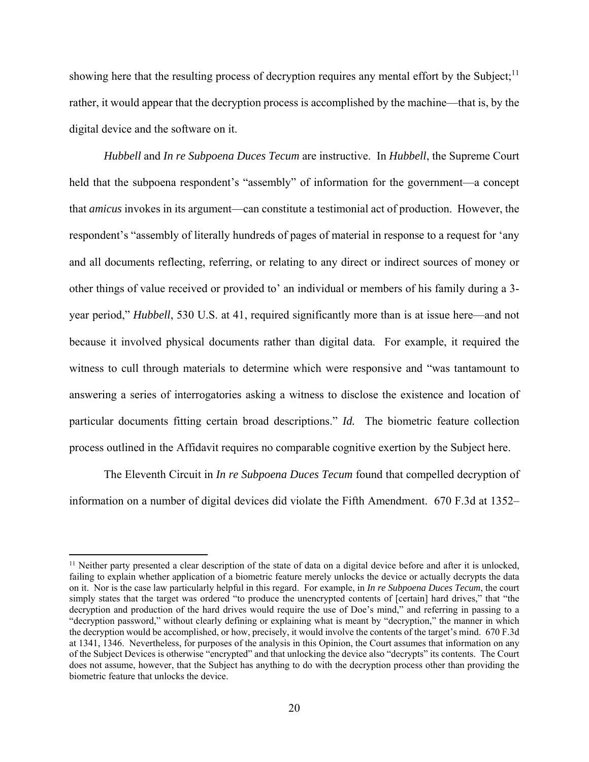showing here that the resulting process of decryption requires any mental effort by the Subject;[11] rather, it would appear that the decryption process is accomplished by the machine—that is, by the digital device and the software on it.

*Hubbell* and *In re Subpoena Duces Tecum* are instructive. In *Hubbell*, the Supreme Court held that the subpoena respondent's "assembly" of information for the government—a concept that *amicus* invokes in its argument—can constitute a testimonial act of production. However, the respondent's "assembly of literally hundreds of pages of material in response to a request for 'any and all documents reflecting, referring, or relating to any direct or indirect sources of money or other things of value received or provided to' an individual or members of his family during a 3-year period," *Hubbell*, 530 U.S. at 41, required significantly more than is at issue here—and not because it involved physical documents rather than digital data. For example, it required the witness to cull through materials to determine which were responsive and "was tantamount to answering a series of interrogatories asking a witness to disclose the existence and location of particular documents fitting certain broad descriptions." *Id.* The biometric feature collection process outlined in the Affidavit requires no comparable cognitive exertion by the Subject here.

The Eleventh Circuit in *In re Subpoena Duces Tecum* found that compelled decryption of information on a number of digital devices did violate the Fifth Amendment. 670 F.3d at 1352–

[11] Neither party presented a clear description of the state of data on a digital device before and after it is unlocked, failing to explain whether application of a biometric feature merely unlocks the device or actually decrypts the data on it. Nor is the case law particularly helpful in this regard. For example, in *In re Subpoena Duces Tecum*, the court simply states that the target was ordered "to produce the unencrypted contents of [certain] hard drives," that "the decryption and production of the hard drives would require the use of Doe's mind," and referring in passing to a "decryption password," without clearly defining or explaining what is meant by "decryption," the manner in which the decryption would be accomplished, or how, precisely, it would involve the contents of the target's mind. 670 F.3d at 1341, 1346. Nevertheless, for purposes of the analysis in this Opinion, the Court assumes that information on any of the Subject Devices is otherwise "encrypted" and that unlocking the device also "decrypts" its contents. The Court does not assume, however, that the Subject has anything to do with the decryption process other than providing the biometric feature that unlocks the device.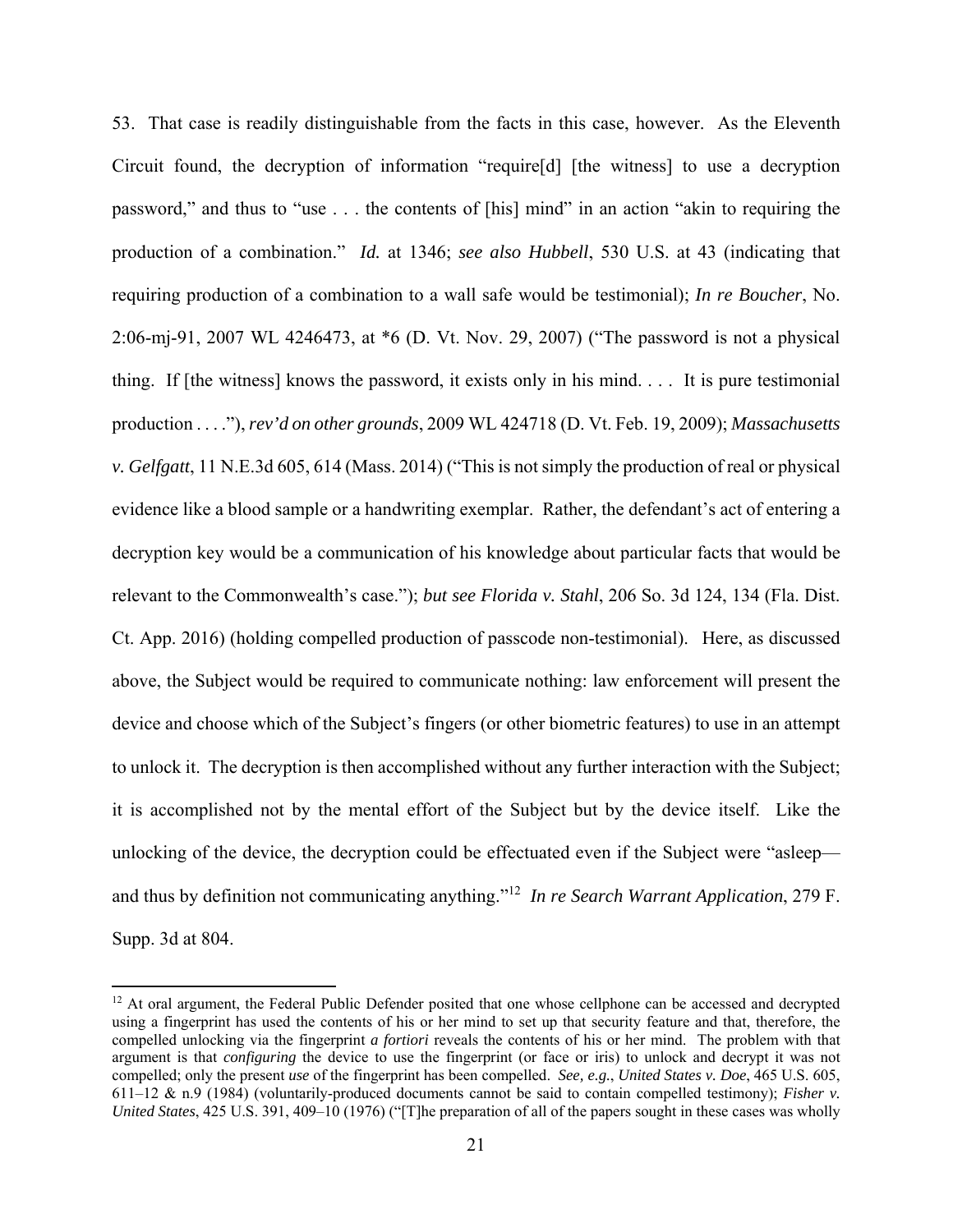53. That case is readily distinguishable from the facts in this case, however. As the Eleventh Circuit found, the decryption of information "require[d] [the witness] to use a decryption password," and thus to "use . . . the contents of [his] mind" in an action "akin to requiring the production of a combination." *Id.* at 1346; *see also Hubbell*, 530 U.S. at 43 (indicating that requiring production of a combination to a wall safe would be testimonial); *In re Boucher*, No. 2:06-mj-91, 2007 WL 4246473, at *6 (D. Vt. Nov. 29, 2007) ("The password is not a physical thing. If [the witness] knows the password, it exists only in his mind. . . . It is pure testimonial production . . . ."), *rev'd on other grounds*, 2009 WL 424718 (D. Vt. Feb. 19, 2009); *Massachusetts v. Gelfgatt*, 11 N.E.3d 605, 614 (Mass. 2014) ("This is not simply the production of real or physical evidence like a blood sample or a handwriting exemplar. Rather, the defendant's act of entering a decryption key would be a communication of his knowledge about particular facts that would be relevant to the Commonwealth's case."); *but see Florida v. Stahl*, 206 So. 3d 124, 134 (Fla. Dist. Ct. App. 2016) (holding compelled production of passcode non-testimonial). Here, as discussed above, the Subject would be required to communicate nothing: law enforcement will present the device and choose which of the Subject's fingers (or other biometric features) to use in an attempt to unlock it. The decryption is then accomplished without any further interaction with the Subject; it is accomplished not by the mental effort of the Subject but by the device itself. Like the unlocking of the device, the decryption could be effectuated even if the Subject were "asleep—and thus by definition not communicating anything."[12] *In re Search Warrant Application*, 279 F. Supp. 3d at 804.

[12] At oral argument, the Federal Public Defender posited that one whose cellphone can be accessed and decrypted using a fingerprint has used the contents of his or her mind to set up that security feature and that, therefore, the compelled unlocking via the fingerprint *a fortiori* reveals the contents of his or her mind. The problem with that argument is that *configuring* the device to use the fingerprint (or face or iris) to unlock and decrypt it was not compelled; only the present *use* of the fingerprint has been compelled. *See, e.g.*, *United States v. Doe*, 465 U.S. 605, 611–12 & n.9 (1984) (voluntarily-produced documents cannot be said to contain compelled testimony); *Fisher v. United States*, 425 U.S. 391, 409–10 (1976) ("[T]he preparation of all of the papers sought in these cases was wholly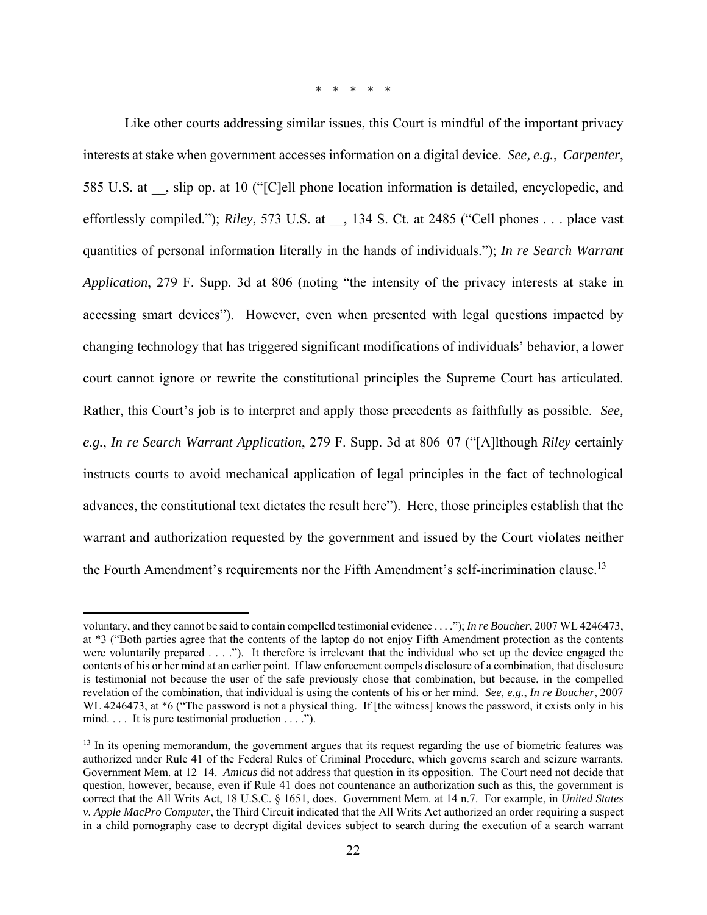\* \* \* \* \*

Like other courts addressing similar issues, this Court is mindful of the important privacy interests at stake when government accesses information on a digital device. *See, e.g.*, *Carpenter*, 585 U.S. at __, slip op. at 10 ("[C]ell phone location information is detailed, encyclopedic, and effortlessly compiled."); *Riley*, 573 U.S. at __, 134 S. Ct. at 2485 ("Cell phones . . . place vast quantities of personal information literally in the hands of individuals."); *In re Search Warrant Application*, 279 F. Supp. 3d at 806 (noting "the intensity of the privacy interests at stake in accessing smart devices"). However, even when presented with legal questions impacted by changing technology that has triggered significant modifications of individuals' behavior, a lower court cannot ignore or rewrite the constitutional principles the Supreme Court has articulated. Rather, this Court's job is to interpret and apply those precedents as faithfully as possible. *See, e.g.*, *In re Search Warrant Application*, 279 F. Supp. 3d at 806–07 ("[A]lthough *Riley* certainly instructs courts to avoid mechanical application of legal principles in the fact of technological advances, the constitutional text dictates the result here"). Here, those principles establish that the warrant and authorization requested by the government and issued by the Court violates neither the Fourth Amendment's requirements nor the Fifth Amendment's self-incrimination clause.[13]

---

voluntary, and they cannot be said to contain compelled testimonial evidence . . . ."); *In re Boucher*, 2007 WL 4246473, at \*3 ("Both parties agree that the contents of the laptop do not enjoy Fifth Amendment protection as the contents were voluntarily prepared . . . ."). It therefore is irrelevant that the individual who set up the device engaged the contents of his or her mind at an earlier point. If law enforcement compels disclosure of a combination, that disclosure is testimonial not because the user of the safe previously chose that combination, but because, in the compelled revelation of the combination, that individual is using the contents of his or her mind. *See, e.g.*, *In re Boucher*, 2007 WL 4246473, at \*6 ("The password is not a physical thing. If [the witness] knows the password, it exists only in his mind. . . . It is pure testimonial production . . . .").

[13] In its opening memorandum, the government argues that its request regarding the use of biometric features was authorized under Rule 41 of the Federal Rules of Criminal Procedure, which governs search and seizure warrants. Government Mem. at 12–14. *Amicus* did not address that question in its opposition. The Court need not decide that question, however, because, even if Rule 41 does not countenance an authorization such as this, the government is correct that the All Writs Act, 18 U.S.C. § 1651, does. Government Mem. at 14 n.7. For example, in *United States v. Apple MacPro Computer*, the Third Circuit indicated that the All Writs Act authorized an order requiring a suspect in a child pornography case to decrypt digital devices subject to search during the execution of a search warrant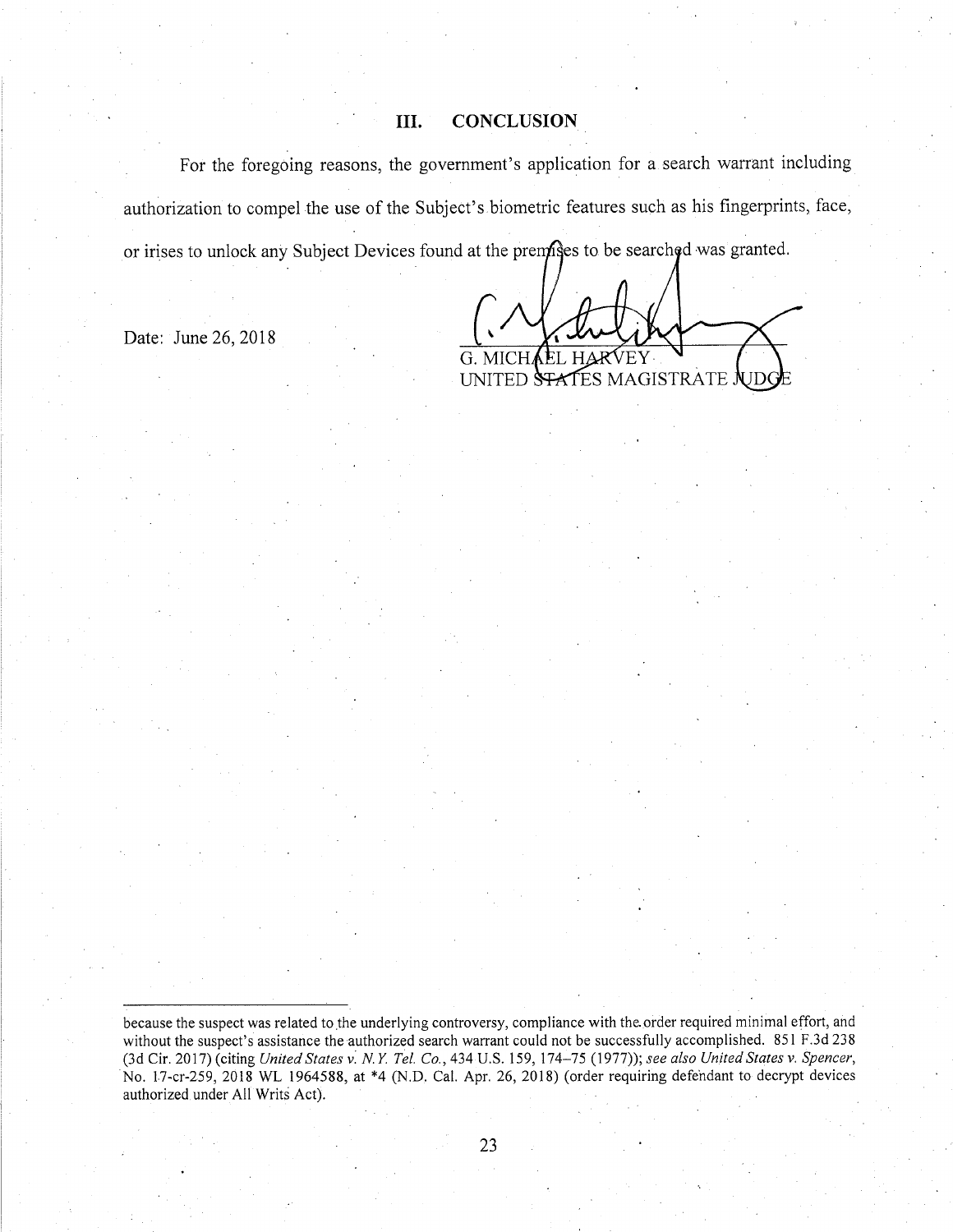## III. CONCLUSION

For the foregoing reasons, the government's application for a search warrant including authorization to compel the use of the Subject's biometric features such as his fingerprints, face, or irises to unlock any Subject Devices found at the premises to be searched was granted.

Date: June 26, 2018

G. MICHAEL HARVEY
UNITED STATES MAGISTRATE JUDGE

---

because the suspect was related to the underlying controversy, compliance with the order required minimal effort, and without the suspect's assistance the authorized search warrant could not be successfully accomplished. 851 F.3d 238 (3d Cir. 2017) (citing *United States v. N.Y. Tel. Co.*, 434 U.S. 159, 174–75 (1977)); *see also United States v. Spencer*, No. 17-cr-259, 2018 WL 1964588, at *4 (N.D. Cal. Apr. 26, 2018) (order requiring defendant to decrypt devices authorized under All Writs Act).